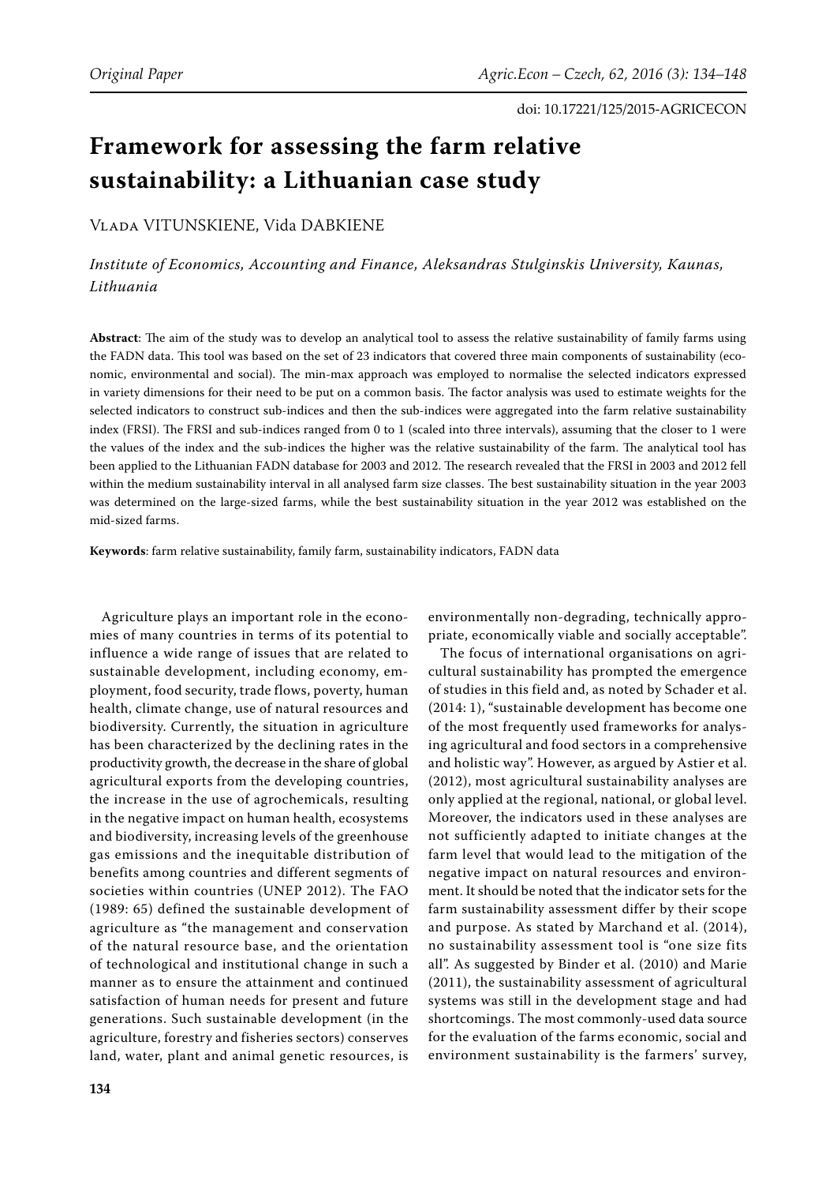# Framework for assessing the farm relative sustainability: a Lithuanian case study

VLADA VITUNSKIENE, Vida DABKIENE

*Institute of Economics, Accounting and Finance, Aleksandras Stulginskis University, Kaunas, Lithuania*

**Abstract**: The aim of the study was to develop an analytical tool to assess the relative sustainability of family farms using the FADN data. This tool was based on the set of 23 indicators that covered three main components of sustainability (economic, environmental and social). The min-max approach was employed to normalise the selected indicators expressed in variety dimensions for their need to be put on a common basis. The factor analysis was used to estimate weights for the selected indicators to construct sub-indices and then the sub-indices were aggregated into the farm relative sustainability index (FRSI). The FRSI and sub-indices ranged from 0 to 1 (scaled into three intervals), assuming that the closer to 1 were the values of the index and the sub-indices the higher was the relative sustainability of the farm. The analytical tool has been applied to the Lithuanian FADN database for 2003 and 2012. The research revealed that the FRSI in 2003 and 2012 fell within the medium sustainability interval in all analysed farm size classes. The best sustainability situation in the year 2003 was determined on the large-sized farms, while the best sustainability situation in the year 2012 was established on the mid-sized farms.

**Keywords**: farm relative sustainability, family farm, sustainability indicators, FADN data

Agriculture plays an important role in the economies of many countries in terms of its potential to influence a wide range of issues that are related to sustainable development, including economy, employment, food security, trade flows, poverty, human health, climate change, use of natural resources and biodiversity. Currently, the situation in agriculture has been characterized by the declining rates in the productivity growth, the decrease in the share of global agricultural exports from the developing countries, the increase in the use of agrochemicals, resulting in the negative impact on human health, ecosystems and biodiversity, increasing levels of the greenhouse gas emissions and the inequitable distribution of benefits among countries and different segments of societies within countries (UNEP 2012). The FAO (1989: 65) defined the sustainable development of agriculture as "the management and conservation of the natural resource base, and the orientation of technological and institutional change in such a manner as to ensure the attainment and continued satisfaction of human needs for present and future generations. Such sustainable development (in the agriculture, forestry and fisheries sectors) conserves land, water, plant and animal genetic resources, is environmentally non-degrading, technically appropriate, economically viable and socially acceptable".

The focus of international organisations on agricultural sustainability has prompted the emergence of studies in this field and, as noted by Schader et al. (2014: 1), "sustainable development has become one of the most frequently used frameworks for analysing agricultural and food sectors in a comprehensive and holistic way". However, as argued by Astier et al. (2012), most agricultural sustainability analyses are only applied at the regional, national, or global level. Moreover, the indicators used in these analyses are not sufficiently adapted to initiate changes at the farm level that would lead to the mitigation of the negative impact on natural resources and environment. It should be noted that the indicator sets for the farm sustainability assessment differ by their scope and purpose. As stated by Marchand et al. (2014), no sustainability assessment tool is "one size fits all". As suggested by Binder et al. (2010) and Marie (2011), the sustainability assessment of agricultural systems was still in the development stage and had shortcomings. The most commonly-used data source for the evaluation of the farms economic, social and environment sustainability is the farmers' survey,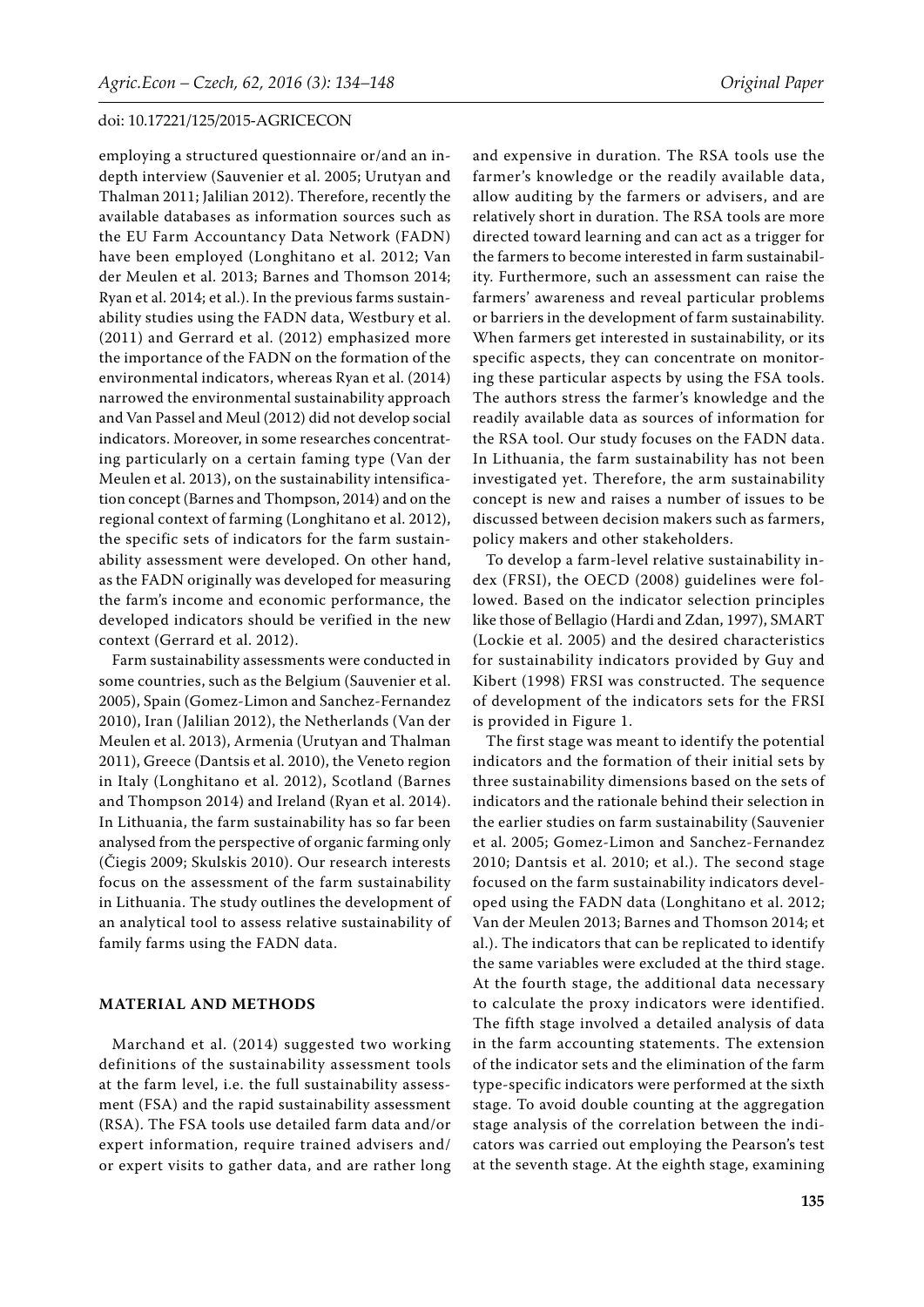employing a structured questionnaire or/and an in-depth interview (Sauvenier et al. 2005; Urutyan and Thalman 2011; Jalilian 2012). Therefore, recently the available databases as information sources such as the EU Farm Accountancy Data Network (FADN) have been employed (Longhitano et al. 2012; Van der Meulen et al. 2013; Barnes and Thomson 2014; Ryan et al. 2014; et al.). In the previous farms sustainability studies using the FADN data, Westbury et al. (2011) and Gerrard et al. (2012) emphasized more the importance of the FADN on the formation of the environmental indicators, whereas Ryan et al. (2014) narrowed the environmental sustainability approach and Van Passel and Meul (2012) did not develop social indicators. Moreover, in some researches concentrating particularly on a certain faming type (Van der Meulen et al. 2013), on the sustainability intensification concept (Barnes and Thompson, 2014) and on the regional context of farming (Longhitano et al. 2012), the specific sets of indicators for the farm sustainability assessment were developed. On other hand, as the FADN originally was developed for measuring the farm's income and economic performance, the developed indicators should be verified in the new context (Gerrard et al. 2012).

Farm sustainability assessments were conducted in some countries, such as the Belgium (Sauvenier et al. 2005), Spain (Gomez-Limon and Sanchez-Fernandez 2010), Iran (Jalilian 2012), the Netherlands (Van der Meulen et al. 2013), Armenia (Urutyan and Thalman 2011), Greece (Dantsis et al. 2010), the Veneto region in Italy (Longhitano et al. 2012), Scotland (Barnes and Thompson 2014) and Ireland (Ryan et al. 2014). In Lithuania, the farm sustainability has so far been analysed from the perspective of organic farming only (Čiegis 2009; Skulskis 2010). Our research interests focus on the assessment of the farm sustainability in Lithuania. The study outlines the development of an analytical tool to assess relative sustainability of family farms using the FADN data.

## MATERIAL AND METHODS

Marchand et al. (2014) suggested two working definitions of the sustainability assessment tools at the farm level, i.e. the full sustainability assessment (FSA) and the rapid sustainability assessment (RSA). The FSA tools use detailed farm data and/or expert information, require trained advisers and/or expert visits to gather data, and are rather long and expensive in duration. The RSA tools use the farmer's knowledge or the readily available data, allow auditing by the farmers or advisers, and are relatively short in duration. The RSA tools are more directed toward learning and can act as a trigger for the farmers to become interested in farm sustainability. Furthermore, such an assessment can raise the farmers' awareness and reveal particular problems or barriers in the development of farm sustainability. When farmers get interested in sustainability, or its specific aspects, they can concentrate on monitoring these particular aspects by using the FSA tools. The authors stress the farmer's knowledge and the readily available data as sources of information for the RSA tool. Our study focuses on the FADN data. In Lithuania, the farm sustainability has not been investigated yet. Therefore, the arm sustainability concept is new and raises a number of issues to be discussed between decision makers such as farmers, policy makers and other stakeholders.

To develop a farm-level relative sustainability index (FRSI), the OECD (2008) guidelines were followed. Based on the indicator selection principles like those of Bellagio (Hardi and Zdan, 1997), SMART (Lockie et al. 2005) and the desired characteristics for sustainability indicators provided by Guy and Kibert (1998) FRSI was constructed. The sequence of development of the indicators sets for the FRSI is provided in Figure 1.

The first stage was meant to identify the potential indicators and the formation of their initial sets by three sustainability dimensions based on the sets of indicators and the rationale behind their selection in the earlier studies on farm sustainability (Sauvenier et al. 2005; Gomez-Limon and Sanchez-Fernandez 2010; Dantsis et al. 2010; et al.). The second stage focused on the farm sustainability indicators developed using the FADN data (Longhitano et al. 2012; Van der Meulen 2013; Barnes and Thomson 2014; et al.). The indicators that can be replicated to identify the same variables were excluded at the third stage. At the fourth stage, the additional data necessary to calculate the proxy indicators were identified. The fifth stage involved a detailed analysis of data in the farm accounting statements. The extension of the indicator sets and the elimination of the farm type-specific indicators were performed at the sixth stage. To avoid double counting at the aggregation stage analysis of the correlation between the indicators was carried out employing the Pearson's test at the seventh stage. At the eighth stage, examining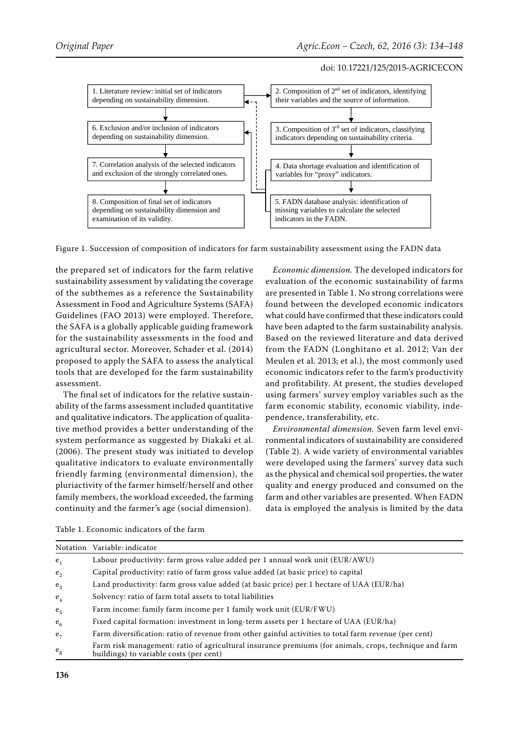1. Literature review: initial set of indicators depending on sustainability dimension.

2. Composition of 2nd set of indicators, identifying their variables and the source of information.

3. Composition of 3rd set of indicators, classifying indicators depending on sustainability criteria.

4. Data shortage evaluation and identification of variables for "proxy" indicators.

5. FADN database analysis: identification of missing variables to calculate the selected indicators in the FADN.

6. Exclusion and/or inclusion of indicators depending on sustainability dimension.

7. Correlation analysis of the selected indicators and exclusion of the strongly correlated ones.

8. Composition of final set of indicators depending on sustainability dimension and examination of its validity.

Figure 1. Succession of composition of indicators for farm sustainability assessment using the FADN data

the prepared set of indicators for the farm relative sustainability assessment by validating the coverage of the subthemes as a reference the Sustainability Assessment in Food and Agriculture Systems (SAFA) Guidelines (FAO 2013) were employed. Therefore, the SAFA is a globally applicable guiding framework for the sustainability assessments in the food and agricultural sector. Moreover, Schader et al. (2014) proposed to apply the SAFA to assess the analytical tools that are developed for the farm sustainability assessment.

The final set of indicators for the relative sustainability of the farms assessment included quantitative and qualitative indicators. The application of qualitative method provides a better understanding of the system performance as suggested by Diakaki et al. (2006). The present study was initiated to develop qualitative indicators to evaluate environmentally friendly farming (environmental dimension), the pluriactivity of the farmer himself/herself and other family members, the workload exceeded, the farming continuity and the farmer's age (social dimension).

*Economic dimension.* The developed indicators for evaluation of the economic sustainability of farms are presented in Table 1. No strong correlations were found between the developed economic indicators what could have confirmed that these indicators could have been adapted to the farm sustainability analysis. Based on the reviewed literature and data derived from the FADN (Longhitano et al. 2012; Van der Meulen et al. 2013; et al.), the most commonly used economic indicators refer to the farm's productivity and profitability. At present, the studies developed using farmers' survey employ variables such as the farm economic stability, economic viability, independence, transferability, etc.

*Environmental dimension.* Seven farm level environmental indicators of sustainability are considered (Table 2). A wide variety of environmental variables were developed using the farmers' survey data such as the physical and chemical soil properties, the water quality and energy produced and consumed on the farm and other variables are presented. When FADN data is employed the analysis is limited by the data

Table 1. Economic indicators of the farm

| Notation | Variable: indicator |
|---|---|
| $e_1$ | Labour productivity: farm gross value added per 1 annual work unit (EUR/AWU) |
| $e_2$ | Capital productivity: ratio of farm gross value added (at basic price) to capital |
| $e_3$ | Land productivity: farm gross value added (at basic price) per 1 hectare of UAA (EUR/ha) |
| $e_4$ | Solvency: ratio of farm total assets to total liabilities |
| $e_5$ | Farm income: family farm income per 1 family work unit (EUR/FWU) |
| $e_6$ | Fixed capital formation: investment in long-term assets per 1 hectare of UAA (EUR/ha) |
| $e_7$ | Farm diversification: ratio of revenue from other gainful activities to total farm revenue (per cent) |
| $e_8$ | Farm risk management: ratio of agricultural insurance premiums (for animals, crops, technique and farm buildings) to variable costs (per cent) |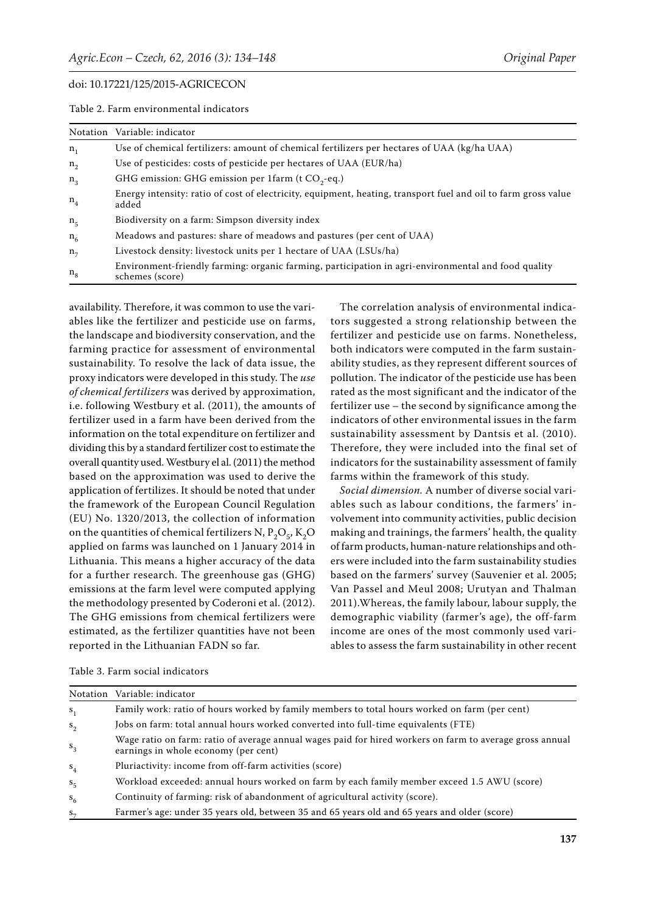Table 2. Farm environmental indicators

| Notation | Variable: indicator |
|---|---|
| $n_1$ | Use of chemical fertilizers: amount of chemical fertilizers per hectares of UAA (kg/ha UAA) |
| $n_2$ | Use of pesticides: costs of pesticide per hectares of UAA (EUR/ha) |
| $n_3$ | GHG emission: GHG emission per 1farm (t $CO_2$-eq.) |
| $n_4$ | Energy intensity: ratio of cost of electricity, equipment, heating, transport fuel and oil to farm gross value added |
| $n_5$ | Biodiversity on a farm: Simpson diversity index |
| $n_6$ | Meadows and pastures: share of meadows and pastures (per cent of UAA) |
| $n_7$ | Livestock density: livestock units per 1 hectare of UAA (LSUs/ha) |
| $n_8$ | Environment-friendly farming: organic farming, participation in agri-environmental and food quality schemes (score) |

availability. Therefore, it was common to use the variables like the fertilizer and pesticide use on farms, the landscape and biodiversity conservation, and the farming practice for assessment of environmental sustainability. To resolve the lack of data issue, the proxy indicators were developed in this study. The *use of chemical fertilizers* was derived by approximation, i.e. following Westbury et al. (2011), the amounts of fertilizer used in a farm have been derived from the information on the total expenditure on fertilizer and dividing this by a standard fertilizer cost to estimate the overall quantity used. Westbury el al. (2011) the method based on the approximation was used to derive the application of fertilizes. It should be noted that under the framework of the European Council Regulation (EU) No. 1320/2013, the collection of information on the quantities of chemical fertilizers N, $P_2O_5$, $K_2O$ applied on farms was launched on 1 January 2014 in Lithuania. This means a higher accuracy of the data for a further research. The greenhouse gas (GHG) emissions at the farm level were computed applying the methodology presented by Coderoni et al. (2012). The GHG emissions from chemical fertilizers were estimated, as the fertilizer quantities have not been reported in the Lithuanian FADN so far.

The correlation analysis of environmental indicators suggested a strong relationship between the fertilizer and pesticide use on farms. Nonetheless, both indicators were computed in the farm sustainability studies, as they represent different sources of pollution. The indicator of the pesticide use has been rated as the most significant and the indicator of the fertilizer use – the second by significance among the indicators of other environmental issues in the farm sustainability assessment by Dantsis et al. (2010). Therefore, they were included into the final set of indicators for the sustainability assessment of family farms within the framework of this study.

*Social dimension.* A number of diverse social variables such as labour conditions, the farmers' involvement into community activities, public decision making and trainings, the farmers' health, the quality of farm products, human-nature relationships and others were included into the farm sustainability studies based on the farmers' survey (Sauvenier et al. 2005; Van Passel and Meul 2008; Urutyan and Thalman 2011).Whereas, the family labour, labour supply, the demographic viability (farmer's age), the off-farm income are ones of the most commonly used variables to assess the farm sustainability in other recent

Table 3. Farm social indicators

| Notation | Variable: indicator |
|---|---|
| $s_1$ | Family work: ratio of hours worked by family members to total hours worked on farm (per cent) |
| $s_2$ | Jobs on farm: total annual hours worked converted into full-time equivalents (FTE) |
| $s_3$ | Wage ratio on farm: ratio of average annual wages paid for hired workers on farm to average gross annual earnings in whole economy (per cent) |
| $s_4$ | Pluriactivity: income from off-farm activities (score) |
| $s_5$ | Workload exceeded: annual hours worked on farm by each family member exceed 1.5 AWU (score) |
| $s_6$ | Continuity of farming: risk of abandonment of agricultural activity (score). |
| $s_7$ | Farmer's age: under 35 years old, between 35 and 65 years old and 65 years and older (score) |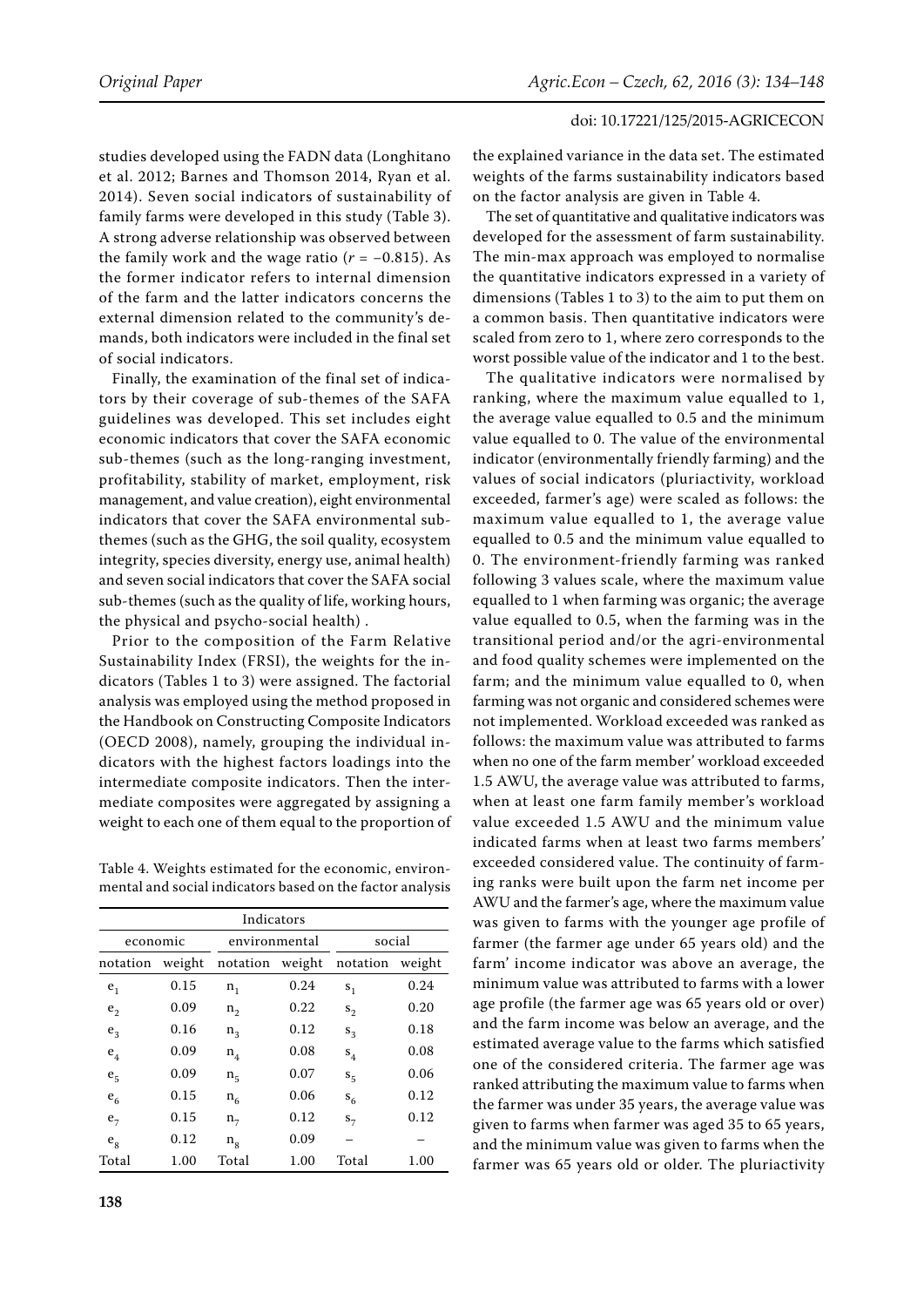studies developed using the FADN data (Longhitano et al. 2012; Barnes and Thomson 2014, Ryan et al. 2014). Seven social indicators of sustainability of family farms were developed in this study (Table 3). A strong adverse relationship was observed between the family work and the wage ratio ($r = -0.815$). As the former indicator refers to internal dimension of the farm and the latter indicators concerns the external dimension related to the community's demands, both indicators were included in the final set of social indicators.

Finally, the examination of the final set of indicators by their coverage of sub-themes of the SAFA guidelines was developed. This set includes eight economic indicators that cover the SAFA economic sub-themes (such as the long-ranging investment, profitability, stability of market, employment, risk management, and value creation), eight environmental indicators that cover the SAFA environmental sub-themes (such as the GHG, the soil quality, ecosystem integrity, species diversity, energy use, animal health) and seven social indicators that cover the SAFA social sub-themes (such as the quality of life, working hours, the physical and psycho-social health) .

Prior to the composition of the Farm Relative Sustainability Index (FRSI), the weights for the indicators (Tables 1 to 3) were assigned. The factorial analysis was employed using the method proposed in the Handbook on Constructing Composite Indicators (OECD 2008), namely, grouping the individual indicators with the highest factors loadings into the intermediate composite indicators. Then the intermediate composites were aggregated by assigning a weight to each one of them equal to the proportion of the explained variance in the data set. The estimated weights of the farms sustainability indicators based on the factor analysis are given in Table 4.

Table 4. Weights estimated for the economic, environmental and social indicators based on the factor analysis

| Indicators | | | | | |
|---|---|---|---|---|---|
| economic | | environmental | | social | |
| notation | weight | notation | weight | notation | weight |
| $e_1$ | 0.15 | $n_1$ | 0.24 | $s_1$ | 0.24 |
| $e_2$ | 0.09 | $n_2$ | 0.22 | $s_2$ | 0.20 |
| $e_3$ | 0.16 | $n_3$ | 0.12 | $s_3$ | 0.18 |
| $e_4$ | 0.09 | $n_4$ | 0.08 | $s_4$ | 0.08 |
| $e_5$ | 0.09 | $n_5$ | 0.07 | $s_5$ | 0.06 |
| $e_6$ | 0.15 | $n_6$ | 0.06 | $s_6$ | 0.12 |
| $e_7$ | 0.15 | $n_7$ | 0.12 | $s_7$ | 0.12 |
| $e_8$ | 0.12 | $n_8$ | 0.09 | – | – |
| Total | 1.00 | Total | 1.00 | Total | 1.00 |

The set of quantitative and qualitative indicators was developed for the assessment of farm sustainability. The min-max approach was employed to normalise the quantitative indicators expressed in a variety of dimensions (Tables 1 to 3) to the aim to put them on a common basis. Then quantitative indicators were scaled from zero to 1, where zero corresponds to the worst possible value of the indicator and 1 to the best.

The qualitative indicators were normalised by ranking, where the maximum value equalled to 1, the average value equalled to 0.5 and the minimum value equalled to 0. The value of the environmental indicator (environmentally friendly farming) and the values of social indicators (pluriactivity, workload exceeded, farmer's age) were scaled as follows: the maximum value equalled to 1, the average value equalled to 0.5 and the minimum value equalled to 0. The environment-friendly farming was ranked following 3 values scale, where the maximum value equalled to 1 when farming was organic; the average value equalled to 0.5, when the farming was in the transitional period and/or the agri-environmental and food quality schemes were implemented on the farm; and the minimum value equalled to 0, when farming was not organic and considered schemes were not implemented. Workload exceeded was ranked as follows: the maximum value was attributed to farms when no one of the farm member' workload exceeded 1.5 AWU, the average value was attributed to farms, when at least one farm family member's workload value exceeded 1.5 AWU and the minimum value indicated farms when at least two farms members' exceeded considered value. The continuity of farming ranks were built upon the farm net income per AWU and the farmer's age, where the maximum value was given to farms with the younger age profile of farmer (the farmer age under 65 years old) and the farm' income indicator was above an average, the minimum value was attributed to farms with a lower age profile (the farmer age was 65 years old or over) and the farm income was below an average, and the estimated average value to the farms which satisfied one of the considered criteria. The farmer age was ranked attributing the maximum value to farms when the farmer was under 35 years, the average value was given to farms when farmer was aged 35 to 65 years, and the minimum value was given to farms when the farmer was 65 years old or older. The pluriactivity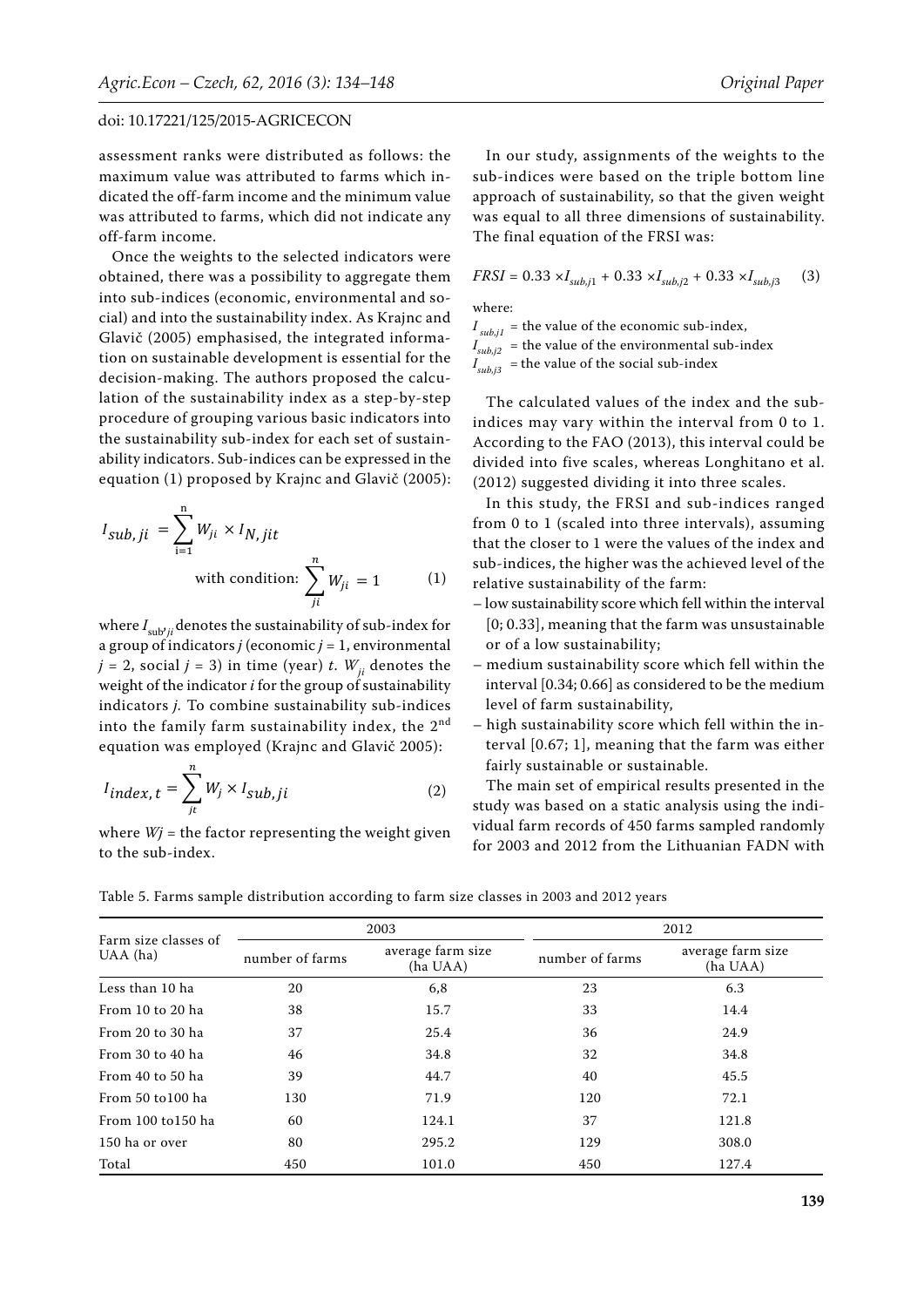assessment ranks were distributed as follows: the maximum value was attributed to farms which indicated the off-farm income and the minimum value was attributed to farms, which did not indicate any off-farm income.

Once the weights to the selected indicators were obtained, there was a possibility to aggregate them into sub-indices (economic, environmental and social) and into the sustainability index. As Krajnc and Glavič (2005) emphasised, the integrated information on sustainable development is essential for the decision-making. The authors proposed the calculation of the sustainability index as a step-by-step procedure of grouping various basic indicators into the sustainability sub-index for each set of sustainability indicators. Sub-indices can be expressed in the equation (1) proposed by Krajnc and Glavič (2005):

$$I_{sub,ji} = \sum_{i=1}^{n} W_{ji} \times I_{N,jit} \quad \text{with condition: } \sum_{ji}^{n} W_{ji} = 1 \tag{1}$$

where $I_{sub,ji}$ denotes the sustainability of sub-index for a group of indicators $j$ (economic $j = 1$, environmental $j = 2$, social $j = 3$) in time (year) $t$. $W_{ji}$ denotes the weight of the indicator $i$ for the group of sustainability indicators $j$. To combine sustainability sub-indices into the family farm sustainability index, the 2nd equation was employed (Krajnc and Glavič 2005):

$$I_{index,t} = \sum_{jt}^{n} W_j \times I_{sub,ji} \tag{2}$$

where $Wj$ = the factor representing the weight given to the sub-index.

In our study, assignments of the weights to the sub-indices were based on the triple bottom line approach of sustainability, so that the given weight was equal to all three dimensions of sustainability. The final equation of the FRSI was:

$$FRSI = 0.33 \times I_{sub,j1} + 0.33 \times I_{sub,j2} + 0.33 \times I_{sub,j3} \tag{3}$$

where:

$I_{sub,j1}$ = the value of the economic sub-index,
$I_{sub,j2}$ = the value of the environmental sub-index
$I_{sub,j3}$ = the value of the social sub-index

The calculated values of the index and the sub-indices may vary within the interval from 0 to 1. According to the FAO (2013), this interval could be divided into five scales, whereas Longhitano et al. (2012) suggested dividing it into three scales.

In this study, the FRSI and sub-indices ranged from 0 to 1 (scaled into three intervals), assuming that the closer to 1 were the values of the index and sub-indices, the higher was the achieved level of the relative sustainability of the farm:

- low sustainability score which fell within the interval [0; 0.33], meaning that the farm was unsustainable or of a low sustainability;
- medium sustainability score which fell within the interval [0.34; 0.66] as considered to be the medium level of farm sustainability,
- high sustainability score which fell within the interval [0.67; 1], meaning that the farm was either fairly sustainable or sustainable.

The main set of empirical results presented in the study was based on a static analysis using the individual farm records of 450 farms sampled randomly for 2003 and 2012 from the Lithuanian FADN with

Table 5. Farms sample distribution according to farm size classes in 2003 and 2012 years

| Farm size classes of UAA (ha) | 2003 | | 2012 | |
|---|---|---|---|---|
| | number of farms | average farm size (ha UAA) | number of farms | average farm size (ha UAA) |
| Less than 10 ha | 20 | 6,8 | 23 | 6.3 |
| From 10 to 20 ha | 38 | 15.7 | 33 | 14.4 |
| From 20 to 30 ha | 37 | 25.4 | 36 | 24.9 |
| From 30 to 40 ha | 46 | 34.8 | 32 | 34.8 |
| From 40 to 50 ha | 39 | 44.7 | 40 | 45.5 |
| From 50 to100 ha | 130 | 71.9 | 120 | 72.1 |
| From 100 to150 ha | 60 | 124.1 | 37 | 121.8 |
| 150 ha or over | 80 | 295.2 | 129 | 308.0 |
| Total | 450 | 101.0 | 450 | 127.4 |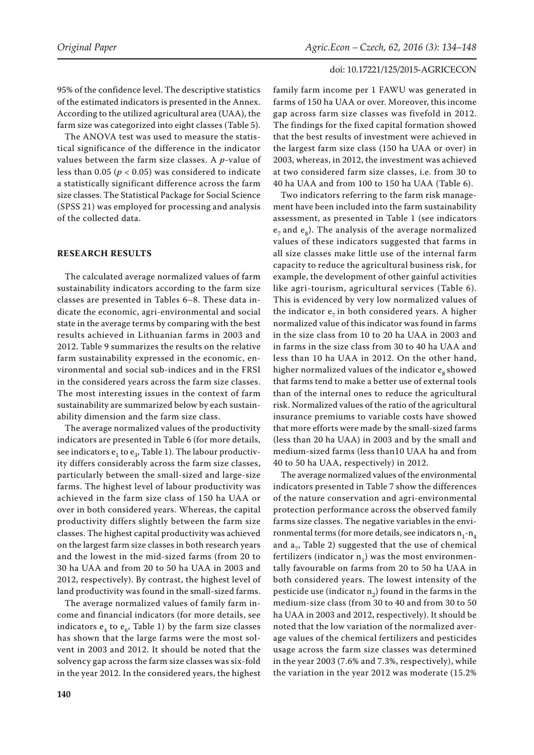95% of the confidence level. The descriptive statistics of the estimated indicators is presented in the Annex. According to the utilized agricultural area (UAA), the farm size was categorized into eight classes (Table 5).

The ANOVA test was used to measure the statistical significance of the difference in the indicator values between the farm size classes. A $p$-value of less than 0.05 ($p < 0.05$) was considered to indicate a statistically significant difference across the farm size classes. The Statistical Package for Social Science (SPSS 21) was employed for processing and analysis of the collected data.

## RESEARCH RESULTS

The calculated average normalized values of farm sustainability indicators according to the farm size classes are presented in Tables 6–8. These data indicate the economic, agri-environmental and social state in the average terms by comparing with the best results achieved in Lithuanian farms in 2003 and 2012. Table 9 summarizes the results on the relative farm sustainability expressed in the economic, environmental and social sub-indices and in the FRSI in the considered years across the farm size classes. The most interesting issues in the context of farm sustainability are summarized below by each sustainability dimension and the farm size class.

The average normalized values of the productivity indicators are presented in Table 6 (for more details, see indicators $e_1$ to $e_3$, Table 1). The labour productivity differs considerably across the farm size classes, particularly between the small-sized and large-size farms. The highest level of labour productivity was achieved in the farm size class of 150 ha UAA or over in both considered years. Whereas, the capital productivity differs slightly between the farm size classes. The highest capital productivity was achieved on the largest farm size classes in both research years and the lowest in the mid-sized farms (from 20 to 30 ha UAA and from 20 to 50 ha UAA in 2003 and 2012, respectively). By contrast, the highest level of land productivity was found in the small-sized farms.

The average normalized values of family farm income and financial indicators (for more details, see indicators $e_4$ to $e_6$, Table 1) by the farm size classes has shown that the large farms were the most solvent in 2003 and 2012. It should be noted that the solvency gap across the farm size classes was six-fold in the year 2012. In the considered years, the highest family farm income per 1 FAWU was generated in farms of 150 ha UAA or over. Moreover, this income gap across farm size classes was fivefold in 2012. The findings for the fixed capital formation showed that the best results of investment were achieved in the largest farm size class (150 ha UAA or over) in 2003, whereas, in 2012, the investment was achieved at two considered farm size classes, i.e. from 30 to 40 ha UAA and from 100 to 150 ha UAA (Table 6).

Two indicators referring to the farm risk management have been included into the farm sustainability assessment, as presented in Table 1 (see indicators $e_7$ and $e_8$). The analysis of the average normalized values of these indicators suggested that farms in all size classes make little use of the internal farm capacity to reduce the agricultural business risk, for example, the development of other gainful activities like agri-tourism, agricultural services (Table 6). This is evidenced by very low normalized values of the indicator $e_7$ in both considered years. A higher normalized value of this indicator was found in farms in the size class from 10 to 20 ha UAA in 2003 and in farms in the size class from 30 to 40 ha UAA and less than 10 ha UAA in 2012. On the other hand, higher normalized values of the indicator $e_8$ showed that farms tend to make a better use of external tools than of the internal ones to reduce the agricultural risk. Normalized values of the ratio of the agricultural insurance premiums to variable costs have showed that more efforts were made by the small-sized farms (less than 20 ha UAA) in 2003 and by the small and medium-sized farms (less than10 UAA ha and from 40 to 50 ha UAA, respectively) in 2012.

The average normalized values of the environmental indicators presented in Table 7 show the differences of the nature conservation and agri-environmental protection performance across the observed family farms size classes. The negative variables in the environmental terms (for more details, see indicators $n_1$-$n_4$ and $a_7$, Table 2) suggested that the use of chemical fertilizers (indicator $n_1$) was the most environmentally favourable on farms from 20 to 50 ha UAA in both considered years. The lowest intensity of the pesticide use (indicator $n_2$) found in the farms in the medium-size class (from 30 to 40 and from 30 to 50 ha UAA in 2003 and 2012, respectively). It should be noted that the low variation of the normalized average values of the chemical fertilizers and pesticides usage across the farm size classes was determined in the year 2003 (7.6% and 7.3%, respectively), while the variation in the year 2012 was moderate (15.2%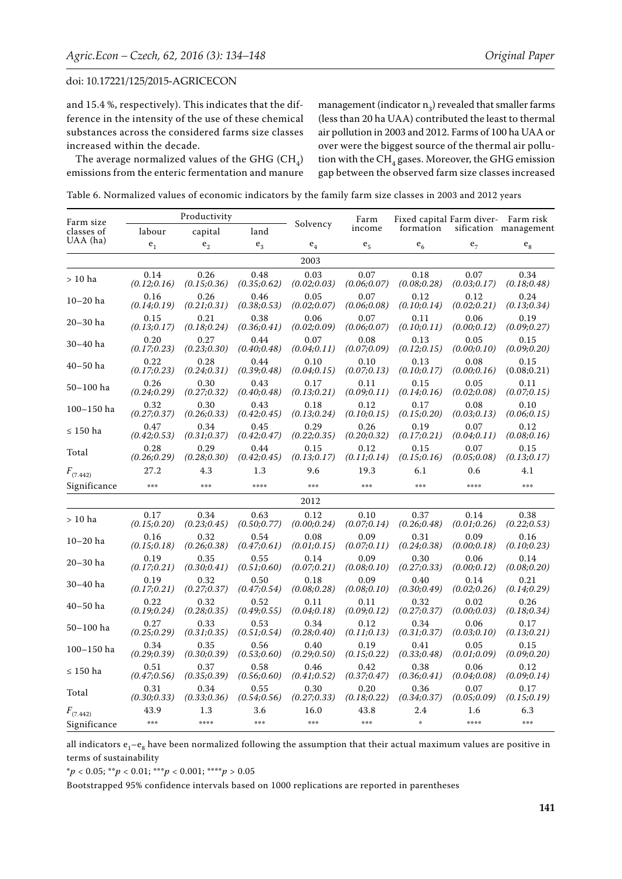and 15.4 %, respectively). This indicates that the difference in the intensity of the use of these chemical substances across the considered farms size classes increased within the decade.

The average normalized values of the GHG ($CH_4$) emissions from the enteric fermentation and manure management (indicator $n_3$) revealed that smaller farms (less than 20 ha UAA) contributed the least to thermal air pollution in 2003 and 2012. Farms of 100 ha UAA or over were the biggest source of the thermal air pollution with the $CH_4$ gases. Moreover, the GHG emission gap between the observed farm size classes increased

Table 6. Normalized values of economic indicators by the family farm size classes in 2003 and 2012 years

| Farm size classes of UAA (ha) | Productivity | | | Solvency | Farm income | Fixed capital formation | Farm diversification | Farm risk management |
|---|---|---|---|---|---|---|---|---|
| | labour | capital | land | | | | | |
| | $e_1$ | $e_2$ | $e_3$ | $e_4$ | $e_5$ | $e_6$ | $e_7$ | $e_8$ |
| **2003** | | | | | | | | |
| > 10 ha | 0.14 *(0.12;0.16)* | 0.26 *(0.15;0.36)* | 0.48 *(0.35;0.62)* | 0.03 *(0.02;0.03)* | 0.07 *(0.06;0.07)* | 0.18 *(0.08;0.28)* | 0.07 *(0.03;0.17)* | 0.34 *(0.18;0.48)* |
| 10–20 ha | 0.16 *(0.14;0.19)* | 0.26 *(0.21;0.31)* | 0.46 *(0.38;0.53)* | 0.05 *(0.02;0.07)* | 0.07 *(0.06;0.08)* | 0.12 *(0.10;0.14)* | 0.12 *(0.02;0.21)* | 0.24 *(0.13;0.34)* |
| 20–30 ha | 0.15 *(0.13;0.17)* | 0.21 *(0.18;0.24)* | 0.38 *(0.36;0.41)* | 0.06 *(0.02;0.09)* | 0.07 *(0.06;0.07)* | 0.11 *(0.10;0.11)* | 0.06 *(0.00;0.12)* | 0.19 *(0.09;0.27)* |
| 30–40 ha | 0.20 *(0.17;0.23)* | 0.27 *(0.23;0.30)* | 0.44 *(0.40;0.48)* | 0.07 *(0.04;0.11)* | 0.08 *(0.07;0.09)* | 0.13 *(0.12;0.15)* | 0.05 *(0.00;0.10)* | 0.15 *(0.09;0.20)* |
| 40–50 ha | 0.22 *(0.17;0.23)* | 0.28 *(0.24;0.31)* | 0.44 *(0.39;0.48)* | 0.10 *(0.04;0.15)* | 0.10 *(0.07;0.13)* | 0.13 *(0.10;0.17)* | 0.08 *(0.00;0.16)* | 0.15 (0.08;0.21) |
| 50–100 ha | 0.26 *(0.24;0.29)* | 0.30 *(0.27;0.32)* | 0.43 *(0.40;0.48)* | 0.17 *(0.13;0.21)* | 0.11 *(0.09;0.11)* | 0.15 *(0.14;0.16)* | 0.05 *(0.02;0.08)* | 0.11 *(0.07;0.15)* |
| 100–150 ha | 0.32 *(0.27;0.37)* | 0.30 *(0.26;0.33)* | 0.43 *(0.42;0.45)* | 0.18 *(0.13;0.24)* | 0.12 *(0.10;0.15)* | 0.17 *(0.15;0.20)* | 0.08 *(0.03;0.13)* | 0.10 *(0.06;0.15)* |
| ≤ 150 ha | 0.47 *(0.42;0.53)* | 0.34 *(0.31;0.37)* | 0.45 *(0.42;0.47)* | 0.29 *(0.22;0.35)* | 0.26 *(0.20;0.32)* | 0.19 *(0.17;0.21)* | 0.07 *(0.04;0.11)* | 0.12 *(0.08;0.16)* |
| Total | 0.28 *(0.26;0.29)* | 0.29 *(0.28;0.30)* | 0.44 *(0.42;0.45)* | 0.15 *(0.13;0.17)* | 0.12 *(0.11;0.14)* | 0.15 *(0.15;0.16)* | 0.07 *(0.05;0.08)* | 0.15 *(0.13;0.17)* |
| $F_{(7.442)}$ | 27.2 | 4.3 | 1.3 | 9.6 | 19.3 | 6.1 | 0.6 | 4.1 |
| Significance | *** | *** | **** | *** | *** | *** | **** | *** |
| **2012** | | | | | | | | |
| > 10 ha | 0.17 *(0.15;0.20)* | 0.34 *(0.23;0.45)* | 0.63 *(0.50;0.77)* | 0.12 *(0.00;0.24)* | 0.10 *(0.07;0.14)* | 0.37 *(0.26;0.48)* | 0.14 *(0.01;0.26)* | 0.38 *(0.22;0.53)* |
| 10–20 ha | 0.16 *(0.15;0.18)* | 0.32 *(0.26;0.38)* | 0.54 *(0.47;0.61)* | 0.08 *(0.01;0.15)* | 0.09 *(0.07;0.11)* | 0.31 *(0.24;0.38)* | 0.09 *(0.00;0.18)* | 0.16 *(0.10;0.23)* |
| 20–30 ha | 0.19 *(0.17;0.21)* | 0.35 *(0.30;0.41)* | 0.55 *(0.51;0.60)* | 0.14 *(0.07;0.21)* | 0.09 *(0.08;0.10)* | 0.30 *(0.27;0.33)* | 0.06 *(0.00;0.12)* | 0.14 *(0.08;0.20)* |
| 30–40 ha | 0.19 *(0.17;0.21)* | 0.32 *(0.27;0.37)* | 0.50 *(0.47;0.54)* | 0.18 *(0.08;0.28)* | 0.09 *(0.08;0.10)* | 0.40 *(0.30;0.49)* | 0.14 *(0.02;0.26)* | 0.21 *(0.14;0.29)* |
| 40–50 ha | 0.22 *(0.19;0.24)* | 0.32 *(0.28;0.35)* | 0.52 *(0.49;0.55)* | 0.11 *(0.04;0.18)* | 0.11 *(0.09;0.12)* | 0.32 *(0.27;0.37)* | 0.02 *(0.00;0.03)* | 0.26 *(0.18;0.34)* |
| 50–100 ha | 0.27 *(0.25;0.29)* | 0.33 *(0.31;0.35)* | 0.53 *(0.51;0.54)* | 0.34 *(0.28;0.40)* | 0.12 *(0.11;0.13)* | 0.34 *(0.31;0.37)* | 0.06 *(0.03;0.10)* | 0.17 *(0.13;0.21)* |
| 100–150 ha | 0.34 *(0.29;0.39)* | 0.35 *(0.30;0.39)* | 0.56 *(0.53;0.60)* | 0.40 *(0.29;0.50)* | 0.19 *(0.15;0.22)* | 0.41 *(0.33;0.48)* | 0.05 *(0.01;0.09)* | 0.15 *(0.09;0.20)* |
| ≤ 150 ha | 0.51 *(0.47;0.56)* | 0.37 *(0.35;0.39)* | 0.58 *(0.56;0.60)* | 0.46 *(0.41;0.52)* | 0.42 *(0.37;0.47)* | 0.38 *(0.36;0.41)* | 0.06 *(0.04;0.08)* | 0.12 *(0.09;0.14)* |
| Total | 0.31 *(0.30;0.33)* | 0.34 *(0.33;0.36)* | 0.55 *(0.54;0.56)* | 0.30 *(0.27;0.33)* | 0.20 *(0.18;0.22)* | 0.36 *(0.34;0.37)* | 0.07 *(0.05;0.09)* | 0.17 *(0.15;0.19)* |
| $F_{(7.442)}$ | 43.9 | 1.3 | 3.6 | 16.0 | 43.8 | 2.4 | 1.6 | 6.3 |
| Significance | *** | **** | *** | *** | *** | * | **** | *** |

all indicators $e_1$–$e_8$ have been normalized following the assumption that their actual maximum values are positive in terms of sustainability

*$p < 0.05$; **$p < 0.01$; ***$p < 0.001$; ****$p > 0.05$

Bootstrapped 95% confidence intervals based on 1000 replications are reported in parentheses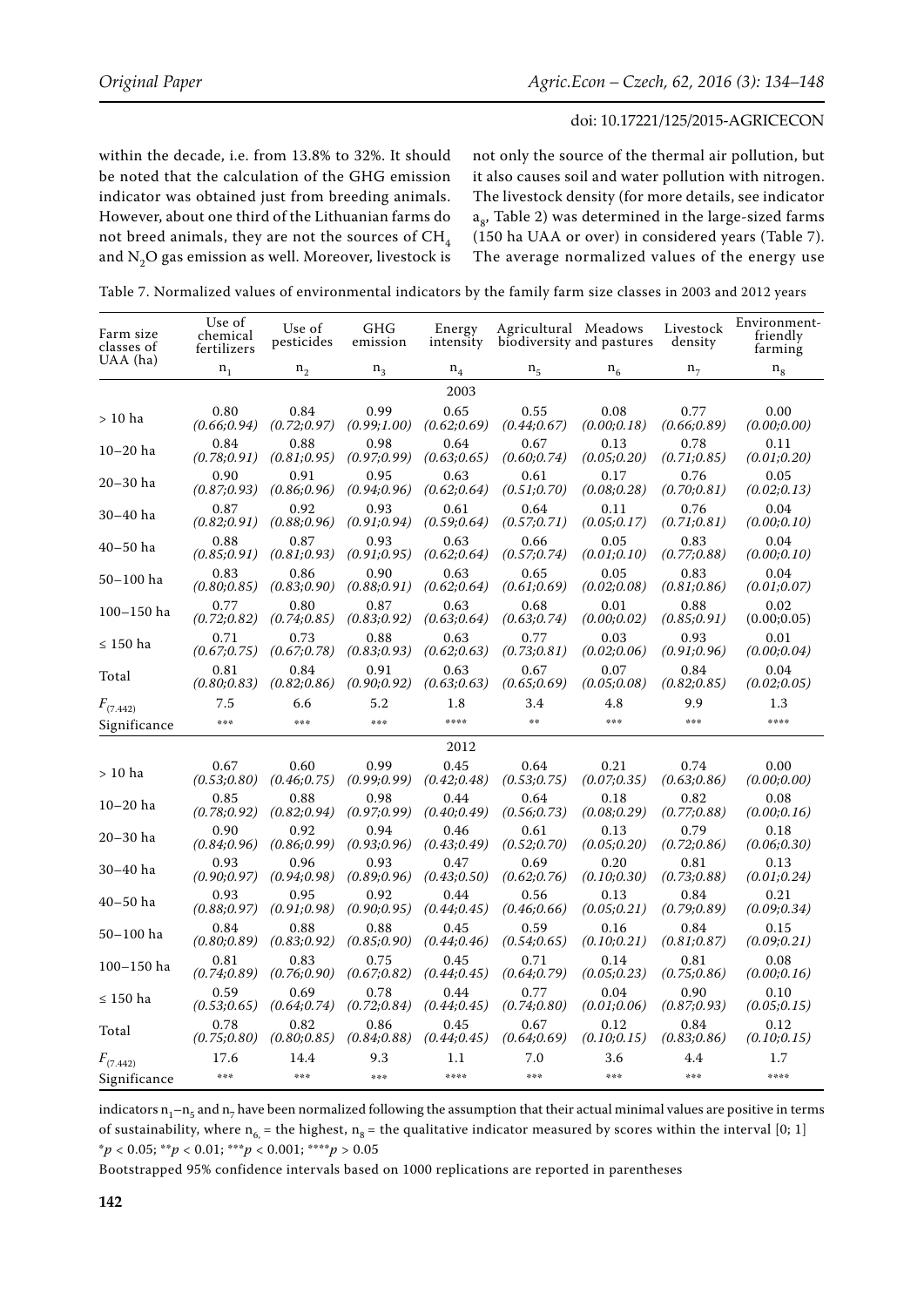within the decade, i.e. from 13.8% to 32%. It should be noted that the calculation of the GHG emission indicator was obtained just from breeding animals. However, about one third of the Lithuanian farms do not breed animals, they are not the sources of $CH_4$ and $N_2O$ gas emission as well. Moreover, livestock is not only the source of the thermal air pollution, but it also causes soil and water pollution with nitrogen. The livestock density (for more details, see indicator $a_8$, Table 2) was determined in the large-sized farms (150 ha UAA or over) in considered years (Table 7). The average normalized values of the energy use

Table 7. Normalized values of environmental indicators by the family farm size classes in 2003 and 2012 years

| Farm size classes of UAA (ha) | Use of chemical fertilizers | Use of pesticides | GHG emission | Energy intensity | Agricultural biodiversity and pastures | Meadows | Livestock density | Environment-friendly farming |
|---|---|---|---|---|---|---|---|---|
| | $n_1$ | $n_2$ | $n_3$ | $n_4$ | $n_5$ | $n_6$ | $n_7$ | $n_8$ |
| **2003** | | | | | | | | |
| > 10 ha | 0.80 *(0.66;0.94)* | 0.84 *(0.72;0.97)* | 0.99 *(0.99;1.00)* | 0.65 *(0.62;0.69)* | 0.55 *(0.44;0.67)* | 0.08 *(0.00;0.18)* | 0.77 *(0.66;0.89)* | 0.00 *(0.00;0.00)* |
| 10–20 ha | 0.84 *(0.78;0.91)* | 0.88 *(0.81;0.95)* | 0.98 *(0.97;0.99)* | 0.64 *(0.63;0.65)* | 0.67 *(0.60;0.74)* | 0.13 *(0.05;0.20)* | 0.78 *(0.71;0.85)* | 0.11 *(0.01;0.20)* |
| 20–30 ha | 0.90 *(0.87;0.93)* | 0.91 *(0.86;0.96)* | 0.95 *(0.94;0.96)* | 0.63 *(0.62;0.64)* | 0.61 *(0.51;0.70)* | 0.17 *(0.08;0.28)* | 0.76 *(0.70;0.81)* | 0.05 *(0.02;0.13)* |
| 30–40 ha | 0.87 *(0.82;0.91)* | 0.92 *(0.88;0.96)* | 0.93 *(0.91;0.94)* | 0.61 *(0.59;0.64)* | 0.64 *(0.57;0.71)* | 0.11 *(0.05;0.17)* | 0.76 *(0.71;0.81)* | 0.04 *(0.00;0.10)* |
| 40–50 ha | 0.88 *(0.85;0.91)* | 0.87 *(0.81;0.93)* | 0.93 *(0.91;0.95)* | 0.63 *(0.62;0.64)* | 0.66 *(0.57;0.74)* | 0.05 *(0.01;0.10)* | 0.83 *(0.77;0.88)* | 0.04 *(0.00;0.10)* |
| 50–100 ha | 0.83 *(0.80;0.85)* | 0.86 *(0.83;0.90)* | 0.90 *(0.88;0.91)* | 0.63 *(0.62;0.64)* | 0.65 *(0.61;0.69)* | 0.05 *(0.02;0.08)* | 0.83 *(0.81;0.86)* | 0.04 *(0.01;0.07)* |
| 100–150 ha | 0.77 *(0.72;0.82)* | 0.80 *(0.74;0.85)* | 0.87 *(0.83;0.92)* | 0.63 *(0.63;0.64)* | 0.68 *(0.63;0.74)* | 0.01 *(0.00;0.02)* | 0.88 *(0.85;0.91)* | 0.02 (0.00;0.05) |
| ≤ 150 ha | 0.71 *(0.67;0.75)* | 0.73 *(0.67;0.78)* | 0.88 *(0.83;0.93)* | 0.63 *(0.62;0.63)* | 0.77 *(0.73;0.81)* | 0.03 *(0.02;0.06)* | 0.93 *(0.91;0.96)* | 0.01 *(0.00;0.04)* |
| Total | 0.81 *(0.80;0.83)* | 0.84 *(0.82;0.86)* | 0.91 *(0.90;0.92)* | 0.63 *(0.63;0.63)* | 0.67 *(0.65;0.69)* | 0.07 *(0.05;0.08)* | 0.84 *(0.82;0.85)* | 0.04 *(0.02;0.05)* |
| $F_{(7.442)}$ | 7.5 | 6.6 | 5.2 | 1.8 | 3.4 | 4.8 | 9.9 | 1.3 |
| Significance | *** | *** | *** | **** | ** | *** | *** | **** |
| **2012** | | | | | | | | |
| > 10 ha | 0.67 *(0.53;0.80)* | 0.60 *(0.46;0.75)* | 0.99 *(0.99;0.99)* | 0.45 *(0.42;0.48)* | 0.64 *(0.53;0.75)* | 0.21 *(0.07;0.35)* | 0.74 *(0.63;0.86)* | 0.00 *(0.00;0.00)* |
| 10–20 ha | 0.85 *(0.78;0.92)* | 0.88 *(0.82;0.94)* | 0.98 *(0.97;0.99)* | 0.44 *(0.40;0.49)* | 0.64 *(0.56;0.73)* | 0.18 *(0.08;0.29)* | 0.82 *(0.77;0.88)* | 0.08 *(0.00;0.16)* |
| 20–30 ha | 0.90 *(0.84;0.96)* | 0.92 *(0.86;0.99)* | 0.94 *(0.93;0.96)* | 0.46 *(0.43;0.49)* | 0.61 *(0.52;0.70)* | 0.13 *(0.05;0.20)* | 0.79 *(0.72;0.86)* | 0.18 *(0.06;0.30)* |
| 30–40 ha | 0.93 *(0.90;0.97)* | 0.96 *(0.94;0.98)* | 0.93 *(0.89;0.96)* | 0.47 *(0.43;0.50)* | 0.69 *(0.62;0.76)* | 0.20 *(0.10;0.30)* | 0.81 *(0.73;0.88)* | 0.13 *(0.01;0.24)* |
| 40–50 ha | 0.93 *(0.88;0.97)* | 0.95 *(0.91;0.98)* | 0.92 *(0.90;0.95)* | 0.44 *(0.44;0.45)* | 0.56 *(0.46;0.66)* | 0.13 *(0.05;0.21)* | 0.84 *(0.79;0.89)* | 0.21 *(0.09;0.34)* |
| 50–100 ha | 0.84 *(0.80;0.89)* | 0.88 *(0.83;0.92)* | 0.88 *(0.85;0.90)* | 0.45 *(0.44;0.46)* | 0.59 *(0.54;0.65)* | 0.16 *(0.10;0.21)* | 0.84 *(0.81;0.87)* | 0.15 *(0.09;0.21)* |
| 100–150 ha | 0.81 *(0.74;0.89)* | 0.83 *(0.76;0.90)* | 0.75 *(0.67;0.82)* | 0.45 *(0.44;0.45)* | 0.71 *(0.64;0.79)* | 0.14 *(0.05;0.23)* | 0.81 *(0.75;0.86)* | 0.08 *(0.00;0.16)* |
| ≤ 150 ha | 0.59 *(0.53;0.65)* | 0.69 *(0.64;0.74)* | 0.78 *(0.72;0.84)* | 0.44 *(0.44;0.45)* | 0.77 *(0.74;0.80)* | 0.04 *(0.01;0.06)* | 0.90 *(0.87;0.93)* | 0.10 *(0.05;0.15)* |
| Total | 0.78 *(0.75;0.80)* | 0.82 *(0.80;0.85)* | 0.86 *(0.84;0.88)* | 0.45 *(0.44;0.45)* | 0.67 *(0.64;0.69)* | 0.12 *(0.10;0.15)* | 0.84 *(0.83;0.86)* | 0.12 *(0.10;0.15)* |
| $F_{(7.442)}$ | 17.6 | 14.4 | 9.3 | 1.1 | 7.0 | 3.6 | 4.4 | 1.7 |
| Significance | *** | *** | *** | **** | *** | *** | *** | **** |

indicators $n_1$–$n_5$ and $n_7$ have been normalized following the assumption that their actual minimal values are positive in terms of sustainability, where $n_6$ = the highest, $n_8$ = the qualitative indicator measured by scores within the interval [0; 1]

*$p < 0.05$; **$p < 0.01$; ***$p < 0.001$; ****$p > 0.05$

Bootstrapped 95% confidence intervals based on 1000 replications are reported in parentheses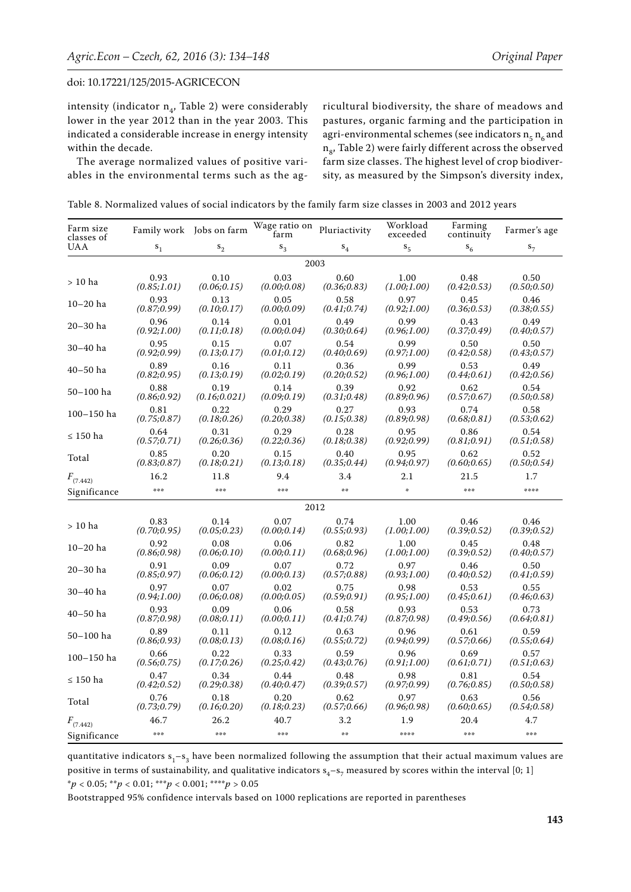intensity (indicator $n_4$, Table 2) were considerably lower in the year 2012 than in the year 2003. This indicated a considerable increase in energy intensity within the decade.

The average normalized values of positive variables in the environmental terms such as the agricultural biodiversity, the share of meadows and pastures, organic farming and the participation in agri-environmental schemes (see indicators $n_5$ $n_6$ and $n_8$, Table 2) were fairly different across the observed farm size classes. The highest level of crop biodiversity, as measured by the Simpson's diversity index,

Table 8. Normalized values of social indicators by the family farm size classes in 2003 and 2012 years

| Farm size classes of UAA | Family work $s_1$ | Jobs on farm $s_2$ | Wage ratio on farm $s_3$ | Pluriactivity $s_4$ | Workload exceeded $s_5$ | Farming continuity $s_6$ | Farmer's age $s_7$ |
|---|---|---|---|---|---|---|---|
| **2003** | | | | | | | |
| > 10 ha | 0.93 *(0.85;1.01)* | 0.10 *(0.06;0.15)* | 0.03 *(0.00;0.08)* | 0.60 *(0.36;0.83)* | 1.00 *(1.00;1.00)* | 0.48 *(0.42;0.53)* | 0.50 *(0.50;0.50)* |
| 10–20 ha | 0.93 *(0.87;0.99)* | 0.13 *(0.10;0.17)* | 0.05 *(0.00;0.09)* | 0.58 *(0.41;0.74)* | 0.97 *(0.92;1.00)* | 0.45 *(0.36;0.53)* | 0.46 *(0.38;0.55)* |
| 20–30 ha | 0.96 *(0.92;1.00)* | 0.14 *(0.11;0.18)* | 0.01 *(0.00;0.04)* | 0.49 *(0.30;0.64)* | 0.99 *(0.96;1.00)* | 0.43 *(0.37;0.49)* | 0.49 *(0.40;0.57)* |
| 30–40 ha | 0.95 *(0.92;0.99)* | 0.15 *(0.13;0.17)* | 0.07 *(0.01;0.12)* | 0.54 *(0.40;0.69)* | 0.99 *(0.97;1.00)* | 0.50 *(0.42;0.58)* | 0.50 *(0.43;0.57)* |
| 40–50 ha | 0.89 *(0.82;0.95)* | 0.16 *(0.13;0.19)* | 0.11 *(0.02;0.19)* | 0.36 *(0.20;0.52)* | 0.99 *(0.96;1.00)* | 0.53 *(0.44;0.61)* | 0.49 *(0.42;0.56)* |
| 50–100 ha | 0.88 *(0.86;0.92)* | 0.19 *(0.16;0.021)* | 0.14 *(0.09;0.19)* | 0.39 *(0.31;0.48)* | 0.92 *(0.89;0.96)* | 0.62 *(0.57;0.67)* | 0.54 *(0.50;0.58)* |
| 100–150 ha | 0.81 *(0.75;0.87)* | 0.22 *(0.18;0.26)* | 0.29 *(0.20;0.38)* | 0.27 *(0.15;0.38)* | 0.93 *(0.89;0.98)* | 0.74 *(0.68;0.81)* | 0.58 *(0.53;0.62)* |
| ≤ 150 ha | 0.64 *(0.57;0.71)* | 0.31 *(0.26;0.36)* | 0.29 *(0.22;0.36)* | 0.28 *(0.18;0.38)* | 0.95 *(0.92;0.99)* | 0.86 *(0.81;0.91)* | 0.54 *(0.51;0.58)* |
| Total | 0.85 *(0.83;0.87)* | 0.20 *(0.18;0.21)* | 0.15 *(0.13;0.18)* | 0.40 *(0.35;0.44)* | 0.95 *(0.94;0.97)* | 0.62 *(0.60;0.65)* | 0.52 *(0.50;0.54)* |
| $F_{(7.442)}$ | 16.2 | 11.8 | 9.4 | 3.4 | 2.1 | 21.5 | 1.7 |
| Significance | *** | *** | *** | ** | * | *** | **** |
| **2012** | | | | | | | |
| > 10 ha | 0.83 *(0.70;0.95)* | 0.14 *(0.05;0.23)* | 0.07 *(0.00;0.14)* | 0.74 *(0.55;0.93)* | 1.00 *(1.00;1.00)* | 0.46 *(0.39;0.52)* | 0.46 *(0.39;0.52)* |
| 10–20 ha | 0.92 *(0.86;0.98)* | 0.08 *(0.06;0.10)* | 0.06 *(0.00;0.11)* | 0.82 *(0.68;0.96)* | 1.00 *(1.00;1.00)* | 0.45 *(0.39;0.52)* | 0.48 *(0.40;0.57)* |
| 20–30 ha | 0.91 *(0.85;0.97)* | 0.09 *(0.06;0.12)* | 0.07 *(0.00;0.13)* | 0.72 *(0.57;0.88)* | 0.97 *(0.93;1.00)* | 0.46 *(0.40;0.52)* | 0.50 *(0.41;0.59)* |
| 30–40 ha | 0.97 *(0.94;1.00)* | 0.07 *(0.06;0.08)* | 0.02 *(0.00;0.05)* | 0.75 *(0.59;0.91)* | 0.98 *(0.95;1.00)* | 0.53 *(0.45;0.61)* | 0.55 *(0.46;0.63)* |
| 40–50 ha | 0.93 *(0.87;0.98)* | 0.09 *(0.08;0.11)* | 0.06 *(0.00;0.11)* | 0.58 *(0.41;0.74)* | 0.93 *(0.87;0.98)* | 0.53 *(0.49;0.56)* | 0.73 *(0.64;0.81)* |
| 50–100 ha | 0.89 *(0.86;0.93)* | 0.11 *(0.08;0.13)* | 0.12 *(0.08;0.16)* | 0.63 *(0.55;0.72)* | 0.96 *(0.94;0.99)* | 0.61 *(0.57;0.66)* | 0.59 *(0.55;0.64)* |
| 100–150 ha | 0.66 *(0.56;0.75)* | 0.22 *(0.17;0.26)* | 0.33 *(0.25;0.42)* | 0.59 *(0.43;0.76)* | 0.96 *(0.91;1.00)* | 0.69 *(0.61;0.71)* | 0.57 *(0.51;0.63)* |
| ≤ 150 ha | 0.47 *(0.42;0.52)* | 0.34 *(0.29;0.38)* | 0.44 *(0.40;0.47)* | 0.48 *(0.39;0.57)* | 0.98 *(0.97;0.99)* | 0.81 *(0.76;0.85)* | 0.54 *(0.50;0.58)* |
| Total | 0.76 *(0.73;0.79)* | 0.18 *(0.16;0.20)* | 0.20 *(0.18;0.23)* | 0.62 *(0.57;0.66)* | 0.97 *(0.96;0.98)* | 0.63 *(0.60;0.65)* | 0.56 *(0.54;0.58)* |
| $F_{(7.442)}$ | 46.7 | 26.2 | 40.7 | 3.2 | 1.9 | 20.4 | 4.7 |
| Significance | *** | *** | *** | ** | **** | *** | *** |

quantitative indicators $s_1$–$s_3$ have been normalized following the assumption that their actual maximum values are positive in terms of sustainability, and qualitative indicators $s_4$–$s_7$ measured by scores within the interval [0; 1]

*$p < 0.05$; **$p < 0.01$; ***$p < 0.001$; ****$p > 0.05$

Bootstrapped 95% confidence intervals based on 1000 replications are reported in parentheses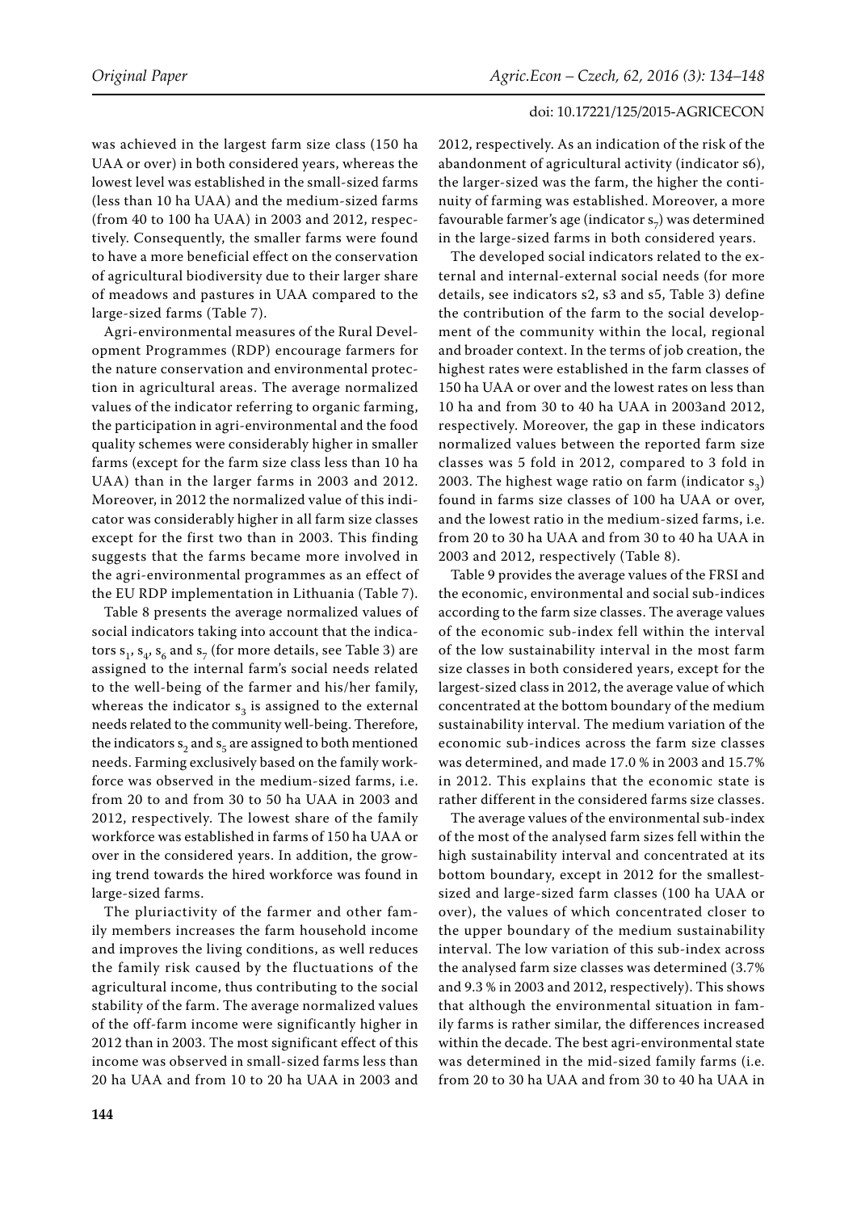was achieved in the largest farm size class (150 ha UAA or over) in both considered years, whereas the lowest level was established in the small-sized farms (less than 10 ha UAA) and the medium-sized farms (from 40 to 100 ha UAA) in 2003 and 2012, respectively. Consequently, the smaller farms were found to have a more beneficial effect on the conservation of agricultural biodiversity due to their larger share of meadows and pastures in UAA compared to the large-sized farms (Table 7).

Agri-environmental measures of the Rural Development Programmes (RDP) encourage farmers for the nature conservation and environmental protection in agricultural areas. The average normalized values of the indicator referring to organic farming, the participation in agri-environmental and the food quality schemes were considerably higher in smaller farms (except for the farm size class less than 10 ha UAA) than in the larger farms in 2003 and 2012. Moreover, in 2012 the normalized value of this indicator was considerably higher in all farm size classes except for the first two than in 2003. This finding suggests that the farms became more involved in the agri-environmental programmes as an effect of the EU RDP implementation in Lithuania (Table 7).

Table 8 presents the average normalized values of social indicators taking into account that the indicators $s_1$, $s_4$, $s_6$ and $s_7$ (for more details, see Table 3) are assigned to the internal farm's social needs related to the well-being of the farmer and his/her family, whereas the indicator $s_3$ is assigned to the external needs related to the community well-being. Therefore, the indicators $s_2$ and $s_5$ are assigned to both mentioned needs. Farming exclusively based on the family workforce was observed in the medium-sized farms, i.e. from 20 to and from 30 to 50 ha UAA in 2003 and 2012, respectively. The lowest share of the family workforce was established in farms of 150 ha UAA or over in the considered years. In addition, the growing trend towards the hired workforce was found in large-sized farms.

The pluriactivity of the farmer and other family members increases the farm household income and improves the living conditions, as well reduces the family risk caused by the fluctuations of the agricultural income, thus contributing to the social stability of the farm. The average normalized values of the off-farm income were significantly higher in 2012 than in 2003. The most significant effect of this income was observed in small-sized farms less than 20 ha UAA and from 10 to 20 ha UAA in 2003 and 2012, respectively. As an indication of the risk of the abandonment of agricultural activity (indicator s6), the larger-sized was the farm, the higher the continuity of farming was established. Moreover, a more favourable farmer's age (indicator $s_7$) was determined in the large-sized farms in both considered years.

The developed social indicators related to the external and internal-external social needs (for more details, see indicators s2, s3 and s5, Table 3) define the contribution of the farm to the social development of the community within the local, regional and broader context. In the terms of job creation, the highest rates were established in the farm classes of 150 ha UAA or over and the lowest rates on less than 10 ha and from 30 to 40 ha UAA in 2003and 2012, respectively. Moreover, the gap in these indicators normalized values between the reported farm size classes was 5 fold in 2012, compared to 3 fold in 2003. The highest wage ratio on farm (indicator $s_3$) found in farms size classes of 100 ha UAA or over, and the lowest ratio in the medium-sized farms, i.e. from 20 to 30 ha UAA and from 30 to 40 ha UAA in 2003 and 2012, respectively (Table 8).

Table 9 provides the average values of the FRSI and the economic, environmental and social sub-indices according to the farm size classes. The average values of the economic sub-index fell within the interval of the low sustainability interval in the most farm size classes in both considered years, except for the largest-sized class in 2012, the average value of which concentrated at the bottom boundary of the medium sustainability interval. The medium variation of the economic sub-indices across the farm size classes was determined, and made 17.0 % in 2003 and 15.7% in 2012. This explains that the economic state is rather different in the considered farms size classes.

The average values of the environmental sub-index of the most of the analysed farm sizes fell within the high sustainability interval and concentrated at its bottom boundary, except in 2012 for the smallest-sized and large-sized farm classes (100 ha UAA or over), the values of which concentrated closer to the upper boundary of the medium sustainability interval. The low variation of this sub-index across the analysed farm size classes was determined (3.7% and 9.3 % in 2003 and 2012, respectively). This shows that although the environmental situation in family farms is rather similar, the differences increased within the decade. The best agri-environmental state was determined in the mid-sized family farms (i.e. from 20 to 30 ha UAA and from 30 to 40 ha UAA in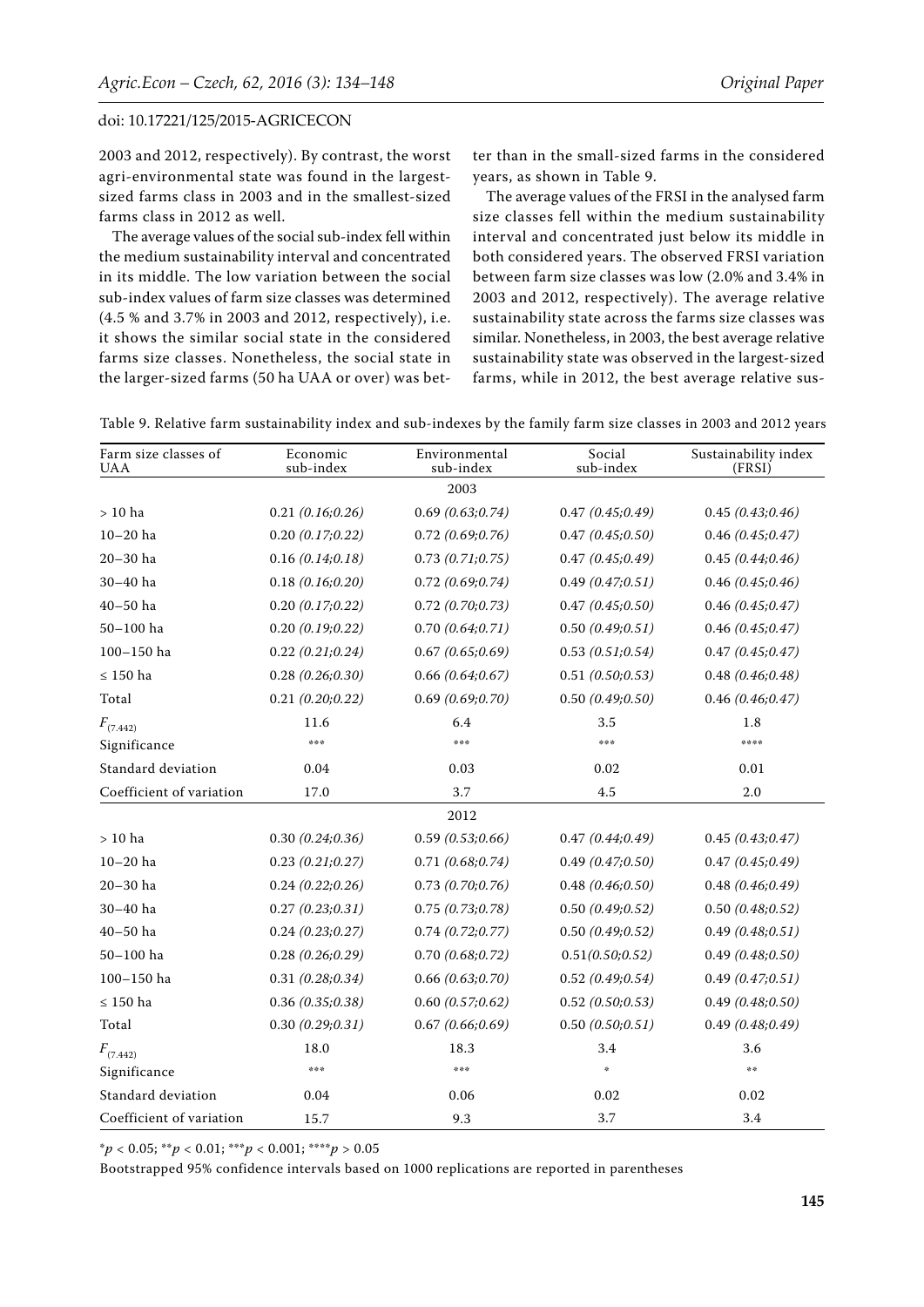2003 and 2012, respectively). By contrast, the worst agri-environmental state was found in the largest-sized farms class in 2003 and in the smallest-sized farms class in 2012 as well.

The average values of the social sub-index fell within the medium sustainability interval and concentrated in its middle. The low variation between the social sub-index values of farm size classes was determined (4.5 % and 3.7% in 2003 and 2012, respectively), i.e. it shows the similar social state in the considered farms size classes. Nonetheless, the social state in the larger-sized farms (50 ha UAA or over) was better than in the small-sized farms in the considered years, as shown in Table 9.

The average values of the FRSI in the analysed farm size classes fell within the medium sustainability interval and concentrated just below its middle in both considered years. The observed FRSI variation between farm size classes was low (2.0% and 3.4% in 2003 and 2012, respectively). The average relative sustainability state across the farms size classes was similar. Nonetheless, in 2003, the best average relative sustainability state was observed in the largest-sized farms, while in 2012, the best average relative sus-

Table 9. Relative farm sustainability index and sub-indexes by the family farm size classes in 2003 and 2012 years

| Farm size classes of UAA | Economic sub-index | Environmental sub-index | Social sub-index | Sustainability index (FRSI) |
|---|---|---|---|---|
| | | 2003 | | |
| > 10 ha | 0.21 *(0.16;0.26)* | 0.69 *(0.63;0.74)* | 0.47 *(0.45;0.49)* | 0.45 *(0.43;0.46)* |
| 10–20 ha | 0.20 *(0.17;0.22)* | 0.72 *(0.69;0.76)* | 0.47 *(0.45;0.50)* | 0.46 *(0.45;0.47)* |
| 20–30 ha | 0.16 *(0.14;0.18)* | 0.73 *(0.71;0.75)* | 0.47 *(0.45;0.49)* | 0.45 *(0.44;0.46)* |
| 30–40 ha | 0.18 *(0.16;0.20)* | 0.72 *(0.69;0.74)* | 0.49 *(0.47;0.51)* | 0.46 *(0.45;0.46)* |
| 40–50 ha | 0.20 *(0.17;0.22)* | 0.72 *(0.70;0.73)* | 0.47 *(0.45;0.50)* | 0.46 *(0.45;0.47)* |
| 50–100 ha | 0.20 *(0.19;0.22)* | 0.70 *(0.64;0.71)* | 0.50 *(0.49;0.51)* | 0.46 *(0.45;0.47)* |
| 100–150 ha | 0.22 *(0.21;0.24)* | 0.67 *(0.65;0.69)* | 0.53 *(0.51;0.54)* | 0.47 *(0.45;0.47)* |
| ≤ 150 ha | 0.28 *(0.26;0.30)* | 0.66 *(0.64;0.67)* | 0.51 *(0.50;0.53)* | 0.48 *(0.46;0.48)* |
| Total | 0.21 *(0.20;0.22)* | 0.69 *(0.69;0.70)* | 0.50 *(0.49;0.50)* | 0.46 *(0.46;0.47)* |
| $F_{(7.442)}$ | 11.6 | 6.4 | 3.5 | 1.8 |
| Significance | *** | *** | *** | **** |
| Standard deviation | 0.04 | 0.03 | 0.02 | 0.01 |
| Coefficient of variation | 17.0 | 3.7 | 4.5 | 2.0 |
| | | 2012 | | |
| > 10 ha | 0.30 *(0.24;0.36)* | 0.59 *(0.53;0.66)* | 0.47 *(0.44;0.49)* | 0.45 *(0.43;0.47)* |
| 10–20 ha | 0.23 *(0.21;0.27)* | 0.71 *(0.68;0.74)* | 0.49 *(0.47;0.50)* | 0.47 *(0.45;0.49)* |
| 20–30 ha | 0.24 *(0.22;0.26)* | 0.73 *(0.70;0.76)* | 0.48 *(0.46;0.50)* | 0.48 *(0.46;0.49)* |
| 30–40 ha | 0.27 *(0.23;0.31)* | 0.75 *(0.73;0.78)* | 0.50 *(0.49;0.52)* | 0.50 *(0.48;0.52)* |
| 40–50 ha | 0.24 *(0.23;0.27)* | 0.74 *(0.72;0.77)* | 0.50 *(0.49;0.52)* | 0.49 *(0.48;0.51)* |
| 50–100 ha | 0.28 *(0.26;0.29)* | 0.70 *(0.68;0.72)* | 0.51*(0.50;0.52)* | 0.49 *(0.48;0.50)* |
| 100–150 ha | 0.31 *(0.28;0.34)* | 0.66 *(0.63;0.70)* | 0.52 *(0.49;0.54)* | 0.49 *(0.47;0.51)* |
| ≤ 150 ha | 0.36 *(0.35;0.38)* | 0.60 *(0.57;0.62)* | 0.52 *(0.50;0.53)* | 0.49 *(0.48;0.50)* |
| Total | 0.30 *(0.29;0.31)* | 0.67 *(0.66;0.69)* | 0.50 *(0.50;0.51)* | 0.49 *(0.48;0.49)* |
| $F_{(7.442)}$ | 18.0 | 18.3 | 3.4 | 3.6 |
| Significance | *** | *** | * | ** |
| Standard deviation | 0.04 | 0.06 | 0.02 | 0.02 |
| Coefficient of variation | 15.7 | 9.3 | 3.7 | 3.4 |

*$p < 0.05$; **$p < 0.01$; ***$p < 0.001$; ****$p > 0.05$

Bootstrapped 95% confidence intervals based on 1000 replications are reported in parentheses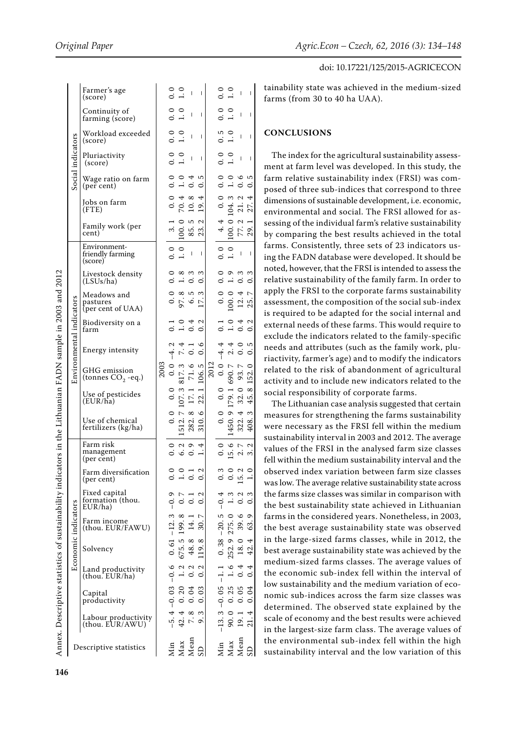Annex. Descriptive statistics of sustainability indicators in the Lithuanian FADN sample in 2003 and 2012

| Descriptive statistics | Economic indicators | | | | | | | | Environmental indicators | | | | | | | | Social indicators | | | | | | |
|---|---|---|---|---|---|---|---|---|---|---|---|---|---|---|---|---|---|---|---|---|---|---|---|
| | Labour productivity (thou. EUR/AWU) | Capital productivity | Land productivity (thou. EUR/ha) | Solvency | Farm income (thou. EUR/FAWU) | Fixed capital formation (thou. EUR/ha) | Farm diversification (per cent) | Farm risk management (per cent) | Use of chemical fertilizers (kg/ha) | Use of pesticides (EUR/ha) | GHG emission (tonnes $CO_2$ -eq.) | Energy intensity | Biodiversity on a farm | Meadows and pastures (per cent of UAA) | Livestock density (LSUs/ha) | Environment-friendly farming (score) | Family work (per cent) | Jobs on farm (FTE) | Wage ratio on farm (per cent) | Pluriactivity (score) | Workload exceeded (score) | Continuity of farming (score) | Farmer's age (score) |
| 2003 | | | | | | | | | | | | | | | | | | | | | | | |
| Min | −5.4 | −0.03 | −0.6 | 0.61 | −12.3 | −0.9 | 0.0 | 0.0 | 0.0 | 0.0 | 0.0 | −4.2 | 0.1 | 0.0 | 0.0 | 0.0 | 3.1 | 0.0 | 0.0 | 0.0 | 0.0 | 0.0 | 0.0 |
| Max | 42.4 | 0.20 | 1.2 | 675.5 | 199.8 | 0.7 | 1.0 | 6.2 | 1512.7 | 107.3 | 817.3 | 7.4 | 1.0 | 97.8 | 1.8 | 1.0 | 100.0 | 70.4 | 1.0 | 1.0 | 1.0 | 1.0 | 1.0 |
| Mean | 7.8 | 0.04 | 0.2 | 48.8 | 14.1 | 0.1 | 0.1 | 0.9 | 282.8 | 17.1 | 71.6 | 0.1 | 0.4 | 6.5 | 0.3 | – | 85.5 | 10.8 | 0.4 | – | – | – | – |
| SD | 9.3 | 0.03 | 0.2 | 119.8 | 30.7 | 0.2 | 0.2 | 1.4 | 310.6 | 22.1 | 106.5 | 0.6 | 0.2 | 17.3 | 0.3 | – | 23.2 | 19.4 | 0.5 | – | – | – | – |
| 2012 | | | | | | | | | | | | | | | | | | | | | | | |
| Min | −13.3 | −0.05 | −1.1 | 0.38 | −20.5 | −0.4 | 0.3 | 0.0 | 0.0 | 0.0 | 0.0 | −4.4 | 0.1 | 0.0 | 0.0 | 0.0 | 4.4 | 0.0 | 0.0 | 0.0 | 0.5 | 0.0 | 0.0 |
| Max | 90.0 | 0.25 | 1.6 | 252.9 | 275.0 | 1.3 | 0.0 | 15.6 | 1450.9 | 179.1 | 690.7 | 2.4 | 1.0 | 100.0 | 1.9 | 1.0 | 100.0 | 104.3 | 1.0 | 1.0 | 1.0 | 1.0 | 1.0 |
| Mean | 19.1 | 0.05 | 0.4 | 18.0 | 39.6 | 0.2 | 15.2 | 2.7 | 322.4 | 32.0 | 93.7 | 0.0 | 0.4 | 12.4 | 0.3 | – | 77.2 | 21.2 | 0.6 | – | – | – | – |
| SD | 21.4 | 0.04 | 0.4 | 42.4 | 63.9 | 0.3 | 1.0 | 3.2 | 408.3 | 45.8 | 152.0 | 0.5 | 0.2 | 25.7 | 0.3 | – | 29.1 | 27.4 | 0.5 | – | – | – | – |

tainability state was achieved in the medium-sized farms (from 30 to 40 ha UAA).

## CONCLUSIONS

The index for the agricultural sustainability assessment at farm level was developed. In this study, the farm relative sustainability index (FRSI) was composed of three sub-indices that correspond to three dimensions of sustainable development, i.e. economic, environmental and social. The FRSI allowed for assessing of the individual farm's relative sustainability by comparing the best results achieved in the total farms. Consistently, three sets of 23 indicators using the FADN database were developed. It should be noted, however, that the FRSI is intended to assess the relative sustainability of the family farm. In order to apply the FRSI to the corporate farms sustainability assessment, the composition of the social sub-index is required to be adapted for the social internal and external needs of these farms. This would require to exclude the indicators related to the family-specific needs and attributes (such as the family work, pluriactivity, farmer's age) and to modify the indicators related to the risk of abandonment of agricultural activity and to include new indicators related to the social responsibility of corporate farms.

The Lithuanian case analysis suggested that certain measures for strengthening the farms sustainability were necessary as the FRSI fell within the medium sustainability interval in 2003 and 2012. The average values of the FRSI in the analysed farm size classes fell within the medium sustainability interval and the observed index variation between farm size classes was low. The average relative sustainability state across the farms size classes was similar in comparison with the best sustainability state achieved in Lithuanian farms in the considered years. Nonetheless, in 2003, the best average sustainability state was observed in the large-sized farms classes, while in 2012, the best average sustainability state was achieved by the medium-sized farms classes. The average values of the economic sub-index fell within the interval of low sustainability and the medium variation of economic sub-indices across the farm size classes was determined. The observed state explained by the scale of economy and the best results were achieved in the largest-size farm class. The average values of the environmental sub-index fell within the high sustainability interval and the low variation of this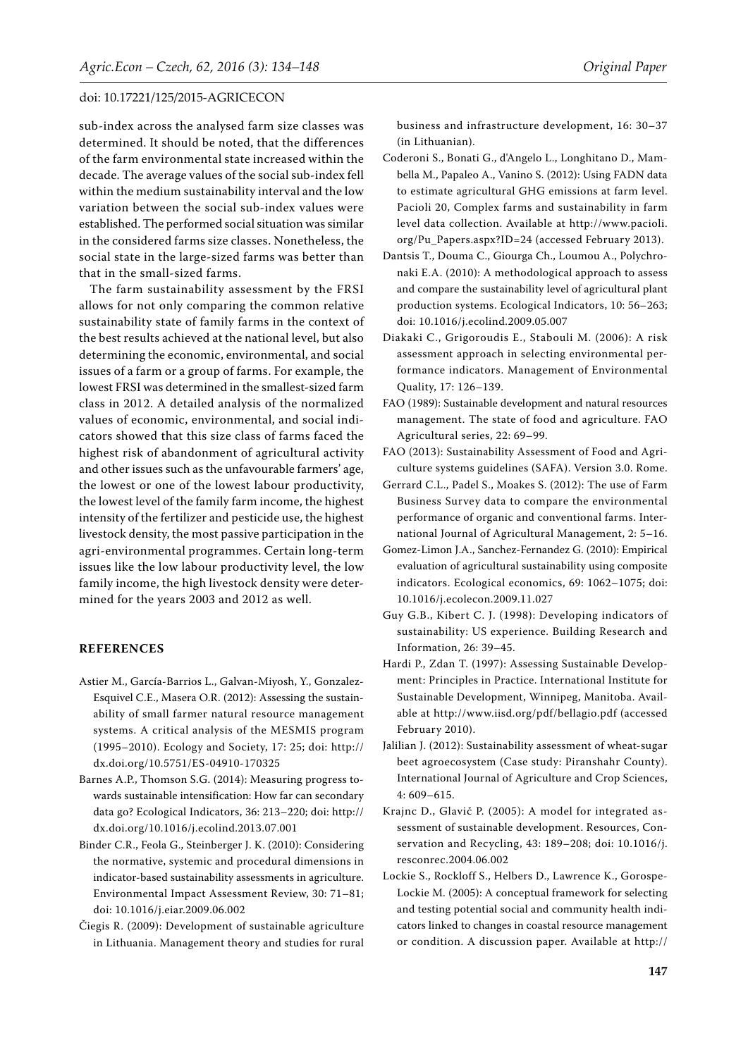sub-index across the analysed farm size classes was determined. It should be noted, that the differences of the farm environmental state increased within the decade. The average values of the social sub-index fell within the medium sustainability interval and the low variation between the social sub-index values were established. The performed social situation was similar in the considered farms size classes. Nonetheless, the social state in the large-sized farms was better than that in the small-sized farms.

The farm sustainability assessment by the FRSI allows for not only comparing the common relative sustainability state of family farms in the context of the best results achieved at the national level, but also determining the economic, environmental, and social issues of a farm or a group of farms. For example, the lowest FRSI was determined in the smallest-sized farm class in 2012. A detailed analysis of the normalized values of economic, environmental, and social indicators showed that this size class of farms faced the highest risk of abandonment of agricultural activity and other issues such as the unfavourable farmers' age, the lowest or one of the lowest labour productivity, the lowest level of the family farm income, the highest intensity of the fertilizer and pesticide use, the highest livestock density, the most passive participation in the agri-environmental programmes. Certain long-term issues like the low labour productivity level, the low family income, the high livestock density were determined for the years 2003 and 2012 as well.

## REFERENCES

Astier M., García-Barrios L., Galvan-Miyosh, Y., Gonzalez-Esquivel C.E., Masera O.R. (2012): Assessing the sustainability of small farmer natural resource management systems. A critical analysis of the MESMIS program (1995–2010). Ecology and Society, 17: 25; doi: http://dx.doi.org/10.5751/ES-04910-170325

Barnes A.P., Thomson S.G. (2014): Measuring progress towards sustainable intensification: How far can secondary data go? Ecological Indicators, 36: 213–220; doi: http://dx.doi.org/10.1016/j.ecolind.2013.07.001

Binder C.R., Feola G., Steinberger J. K. (2010): Considering the normative, systemic and procedural dimensions in indicator-based sustainability assessments in agriculture. Environmental Impact Assessment Review, 30: 71–81; doi: 10.1016/j.eiar.2009.06.002

Čiegis R. (2009): Development of sustainable agriculture in Lithuania. Management theory and studies for rural business and infrastructure development, 16: 30–37 (in Lithuanian).

Coderoni S., Bonati G., d'Angelo L., Longhitano D., Mambella M., Papaleo A., Vanino S. (2012): Using FADN data to estimate agricultural GHG emissions at farm level. Pacioli 20, Complex farms and sustainability in farm level data collection. Available at http://www.pacioli.org/Pu_Papers.aspx?ID=24 (accessed February 2013).

Dantsis T., Douma C., Giourga Ch., Loumou A., Polychronaki E.A. (2010): A methodological approach to assess and compare the sustainability level of agricultural plant production systems. Ecological Indicators, 10: 56–263; doi: 10.1016/j.ecolind.2009.05.007

Diakaki C., Grigoroudis E., Stabouli M. (2006): A risk assessment approach in selecting environmental performance indicators. Management of Environmental Quality, 17: 126–139.

FAO (1989): Sustainable development and natural resources management. The state of food and agriculture. FAO Agricultural series, 22: 69–99.

FAO (2013): Sustainability Assessment of Food and Agriculture systems guidelines (SAFA). Version 3.0. Rome.

Gerrard C.L., Padel S., Moakes S. (2012): The use of Farm Business Survey data to compare the environmental performance of organic and conventional farms. International Journal of Agricultural Management, 2: 5–16.

Gomez-Limon J.A., Sanchez-Fernandez G. (2010): Empirical evaluation of agricultural sustainability using composite indicators. Ecological economics, 69: 1062–1075; doi: 10.1016/j.ecolecon.2009.11.027

Guy G.B., Kibert C. J. (1998): Developing indicators of sustainability: US experience. Building Research and Information, 26: 39–45.

Hardi P., Zdan T. (1997): Assessing Sustainable Development: Principles in Practice. International Institute for Sustainable Development, Winnipeg, Manitoba. Available at http://www.iisd.org/pdf/bellagio.pdf (accessed February 2010).

Jalilian J. (2012): Sustainability assessment of wheat-sugar beet agroecosystem (Case study: Piranshahr County). International Journal of Agriculture and Crop Sciences, 4: 609–615.

Krajnc D., Glavič P. (2005): A model for integrated assessment of sustainable development. Resources, Conservation and Recycling, 43: 189–208; doi: 10.1016/j.resconrec.2004.06.002

Lockie S., Rockloff S., Helbers D., Lawrence K., Gorospe-Lockie M. (2005): A conceptual framework for selecting and testing potential social and community health indicators linked to changes in coastal resource management or condition. A discussion paper. Available at http://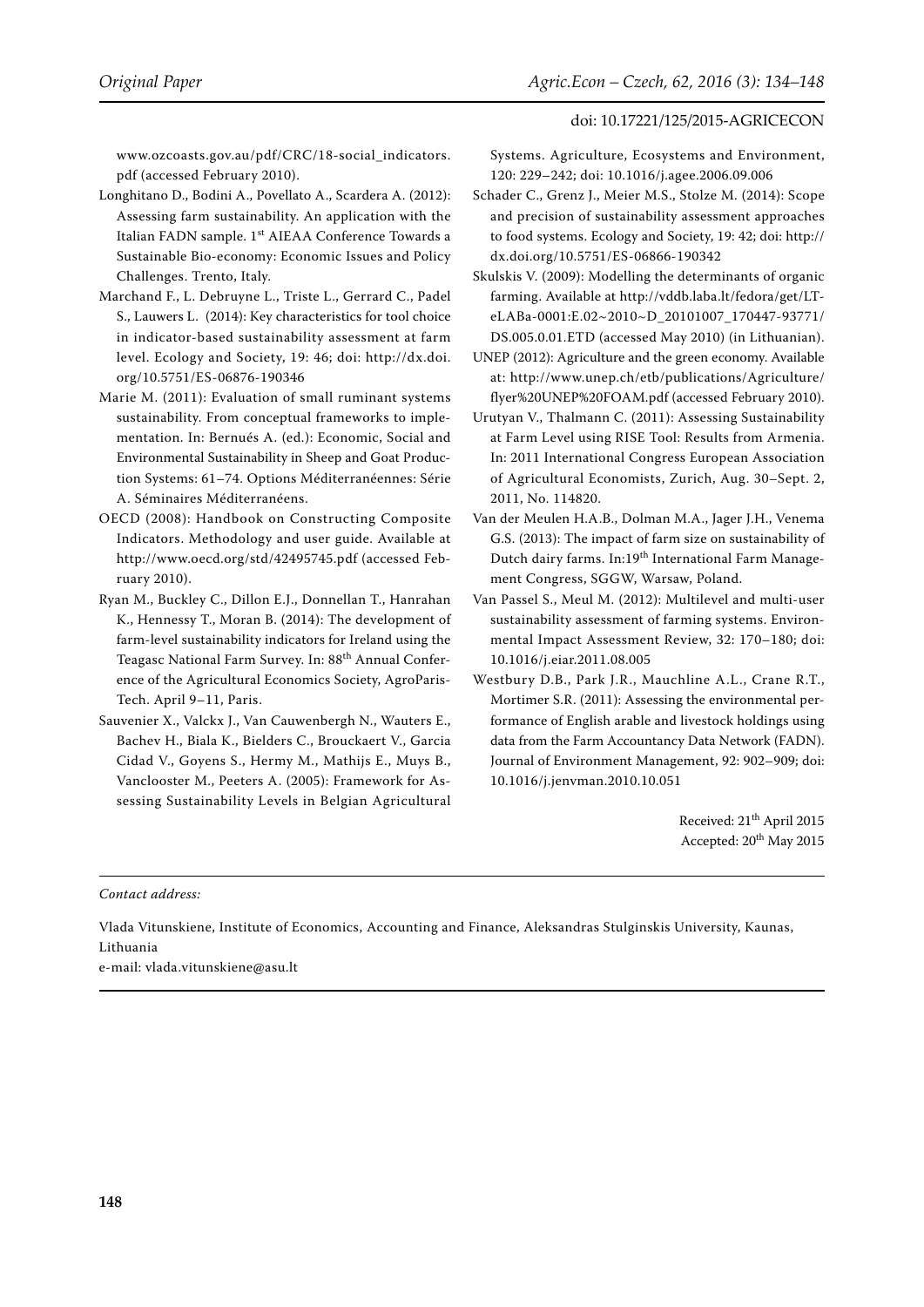www.ozcoasts.gov.au/pdf/CRC/18-social_indicators.pdf (accessed February 2010).

Longhitano D., Bodini A., Povellato A., Scardera A. (2012): Assessing farm sustainability. An application with the Italian FADN sample. 1st AIEAA Conference Towards a Sustainable Bio-economy: Economic Issues and Policy Challenges. Trento, Italy.

Marchand F., L. Debruyne L., Triste L., Gerrard C., Padel S., Lauwers L. (2014): Key characteristics for tool choice in indicator-based sustainability assessment at farm level. Ecology and Society, 19: 46; doi: http://dx.doi.org/10.5751/ES-06876-190346

Marie M. (2011): Evaluation of small ruminant systems sustainability. From conceptual frameworks to implementation. In: Bernués A. (ed.): Economic, Social and Environmental Sustainability in Sheep and Goat Production Systems: 61–74. Options Méditerranéennes: Série A. Séminaires Méditerranéens.

OECD (2008): Handbook on Constructing Composite Indicators. Methodology and user guide. Available at http://www.oecd.org/std/42495745.pdf (accessed February 2010).

Ryan M., Buckley C., Dillon E.J., Donnellan T., Hanrahan K., Hennessy T., Moran B. (2014): The development of farm-level sustainability indicators for Ireland using the Teagasc National Farm Survey. In: 88th Annual Conference of the Agricultural Economics Society, AgroParis-Tech. April 9–11, Paris.

Sauvenier X., Valckx J., Van Cauwenbergh N., Wauters E., Bachev H., Biala K., Bielders C., Brouckaert V., Garcia Cidad V., Goyens S., Hermy M., Mathijs E., Muys B., Vanclooster M., Peeters A. (2005): Framework for Assessing Sustainability Levels in Belgian Agricultural Systems. Agriculture, Ecosystems and Environment, 120: 229–242; doi: 10.1016/j.agee.2006.09.006

Schader C., Grenz J., Meier M.S., Stolze M. (2014): Scope and precision of sustainability assessment approaches to food systems. Ecology and Society, 19: 42; doi: http://dx.doi.org/10.5751/ES-06866-190342

Skulskis V. (2009): Modelling the determinants of organic farming. Available at http://vddb.laba.lt/fedora/get/LT-eLABa-0001:E.02~2010~D_20101007_170447-93771/DS.005.0.01.ETD (accessed May 2010) (in Lithuanian).

UNEP (2012): Agriculture and the green economy. Available at: http://www.unep.ch/etb/publications/Agriculture/flyer%20UNEP%20FOAM.pdf (accessed February 2010).

Urutyan V., Thalmann C. (2011): Assessing Sustainability at Farm Level using RISE Tool: Results from Armenia. In: 2011 International Congress European Association of Agricultural Economists, Zurich, Aug. 30–Sept. 2, 2011, No. 114820.

Van der Meulen H.A.B., Dolman M.A., Jager J.H., Venema G.S. (2013): The impact of farm size on sustainability of Dutch dairy farms. In:19th International Farm Management Congress, SGGW, Warsaw, Poland.

Van Passel S., Meul M. (2012): Multilevel and multi-user sustainability assessment of farming systems. Environmental Impact Assessment Review, 32: 170–180; doi: 10.1016/j.eiar.2011.08.005

Westbury D.B., Park J.R., Mauchline A.L., Crane R.T., Mortimer S.R. (2011): Assessing the environmental performance of English arable and livestock holdings using data from the Farm Accountancy Data Network (FADN). Journal of Environment Management, 92: 902–909; doi: 10.1016/j.jenvman.2010.10.051

Received: 21th April 2015
Accepted: 20th May 2015

*Contact address:*

Vlada Vitunskiene, Institute of Economics, Accounting and Finance, Aleksandras Stulginskis University, Kaunas, Lithuania
e-mail: vlada.vitunskiene@asu.lt